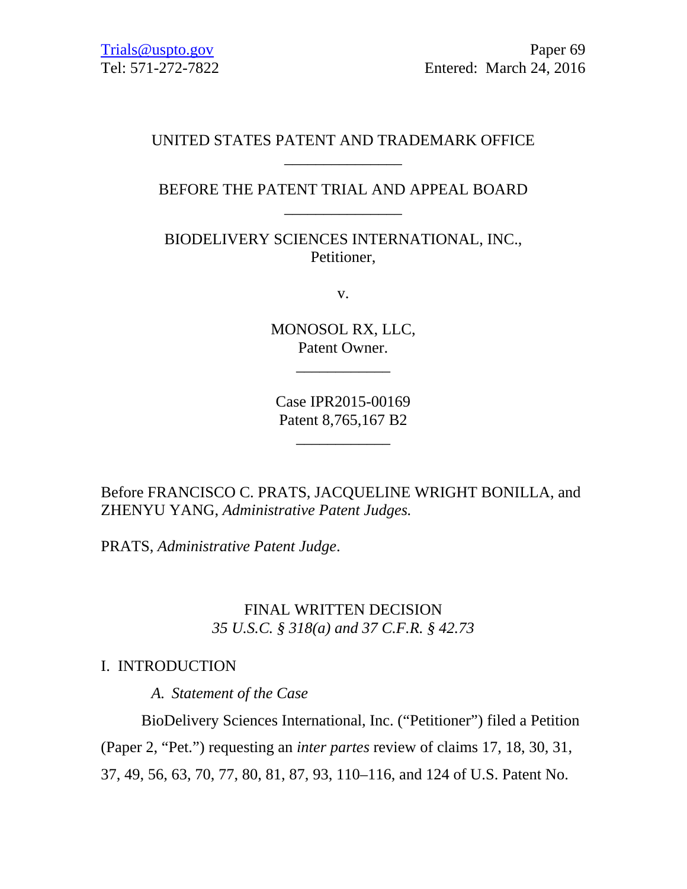Trials@uspto.gov
Tel: 571-272-7822

Paper 69
Entered: March 24, 2016

UNITED STATES PATENT AND TRADEMARK OFFICE

---

BEFORE THE PATENT TRIAL AND APPEAL BOARD

---

BIODELIVERY SCIENCES INTERNATIONAL, INC.,
Petitioner,

v.

MONOSOL RX, LLC,
Patent Owner.

---

Case IPR2015-00169
Patent 8,765,167 B2

---

Before FRANCISCO C. PRATS, JACQUELINE WRIGHT BONILLA, and ZHENYU YANG, *Administrative Patent Judges.*

PRATS, *Administrative Patent Judge*.

FINAL WRITTEN DECISION
*35 U.S.C. § 318(a) and 37 C.F.R. § 42.73*

## I. INTRODUCTION

### *A. Statement of the Case*

BioDelivery Sciences International, Inc. ("Petitioner") filed a Petition (Paper 2, "Pet.") requesting an *inter partes* review of claims 17, 18, 30, 31, 37, 49, 56, 63, 70, 77, 80, 81, 87, 93, 110–116, and 124 of U.S. Patent No.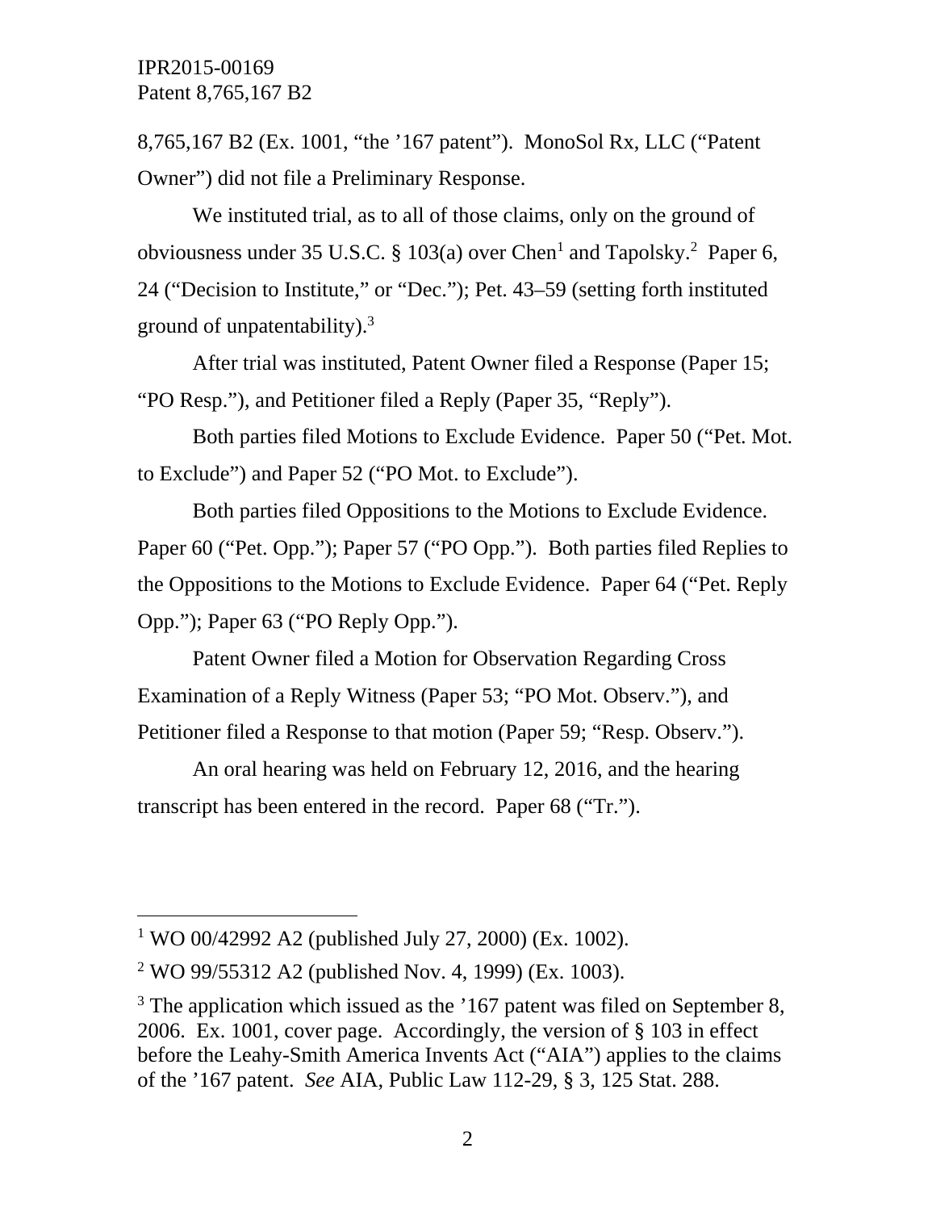8,765,167 B2 (Ex. 1001, "the '167 patent"). MonoSol Rx, LLC ("Patent Owner") did not file a Preliminary Response.

We instituted trial, as to all of those claims, only on the ground of obviousness under 35 U.S.C. § 103(a) over Chen[1] and Tapolsky.[2] Paper 6, 24 ("Decision to Institute," or "Dec."); Pet. 43–59 (setting forth instituted ground of unpatentability).[3]

After trial was instituted, Patent Owner filed a Response (Paper 15; "PO Resp."), and Petitioner filed a Reply (Paper 35, "Reply").

Both parties filed Motions to Exclude Evidence. Paper 50 ("Pet. Mot. to Exclude") and Paper 52 ("PO Mot. to Exclude").

Both parties filed Oppositions to the Motions to Exclude Evidence. Paper 60 ("Pet. Opp."); Paper 57 ("PO Opp."). Both parties filed Replies to the Oppositions to the Motions to Exclude Evidence. Paper 64 ("Pet. Reply Opp."); Paper 63 ("PO Reply Opp.").

Patent Owner filed a Motion for Observation Regarding Cross Examination of a Reply Witness (Paper 53; "PO Mot. Observ."), and Petitioner filed a Response to that motion (Paper 59; "Resp. Observ.").

An oral hearing was held on February 12, 2016, and the hearing transcript has been entered in the record. Paper 68 ("Tr.").

---

[1] WO 00/42992 A2 (published July 27, 2000) (Ex. 1002).

[2] WO 99/55312 A2 (published Nov. 4, 1999) (Ex. 1003).

[3] The application which issued as the '167 patent was filed on September 8, 2006. Ex. 1001, cover page. Accordingly, the version of § 103 in effect before the Leahy-Smith America Invents Act ("AIA") applies to the claims of the '167 patent. *See* AIA, Public Law 112-29, § 3, 125 Stat. 288.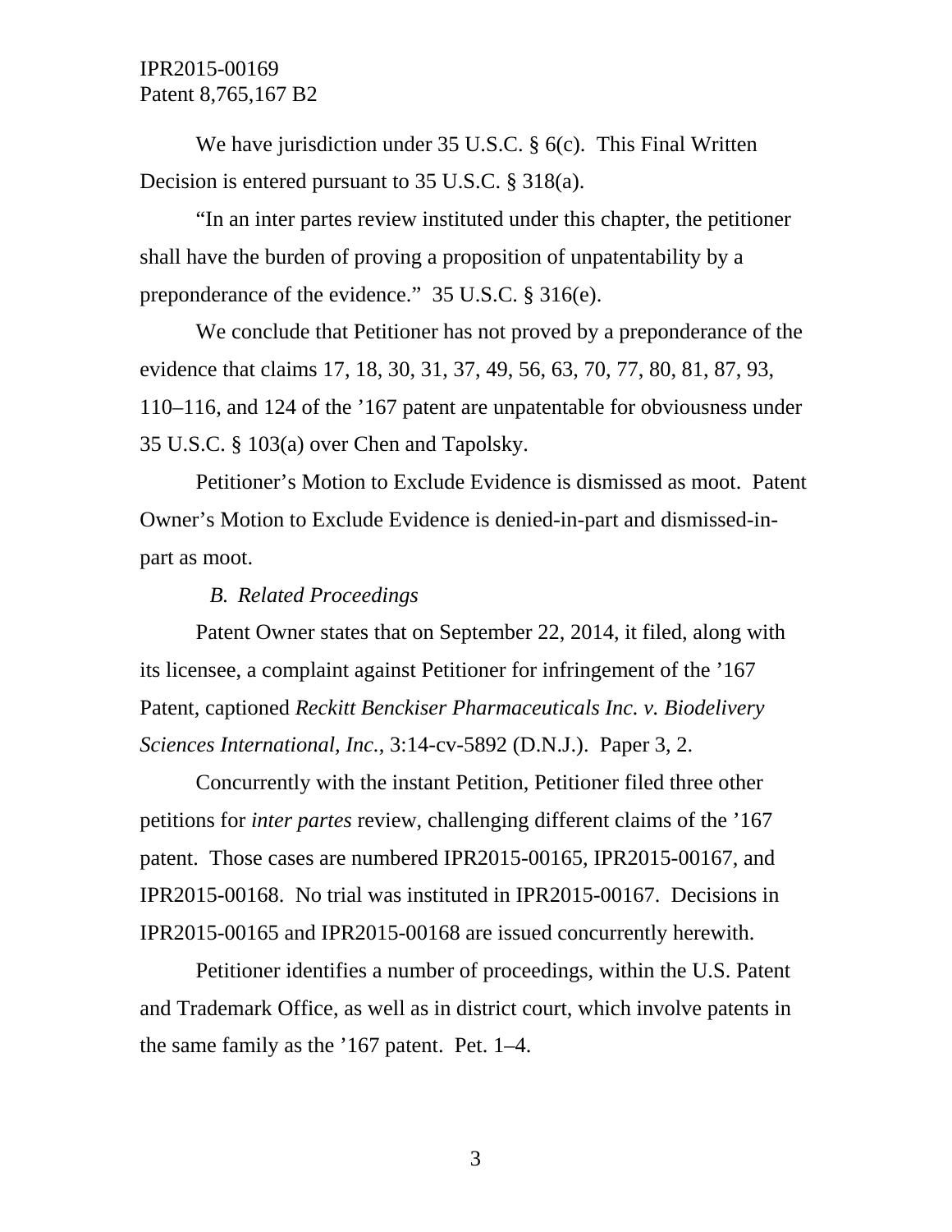We have jurisdiction under 35 U.S.C. § 6(c). This Final Written Decision is entered pursuant to 35 U.S.C. § 318(a).

"In an inter partes review instituted under this chapter, the petitioner shall have the burden of proving a proposition of unpatentability by a preponderance of the evidence." 35 U.S.C. § 316(e).

We conclude that Petitioner has not proved by a preponderance of the evidence that claims 17, 18, 30, 31, 37, 49, 56, 63, 70, 77, 80, 81, 87, 93, 110–116, and 124 of the '167 patent are unpatentable for obviousness under 35 U.S.C. § 103(a) over Chen and Tapolsky.

Petitioner's Motion to Exclude Evidence is dismissed as moot. Patent Owner's Motion to Exclude Evidence is denied-in-part and dismissed-in-part as moot.

### *B. Related Proceedings*

Patent Owner states that on September 22, 2014, it filed, along with its licensee, a complaint against Petitioner for infringement of the '167 Patent, captioned *Reckitt Benckiser Pharmaceuticals Inc. v. Biodelivery Sciences International, Inc.*, 3:14-cv-5892 (D.N.J.). Paper 3, 2.

Concurrently with the instant Petition, Petitioner filed three other petitions for *inter partes* review, challenging different claims of the '167 patent. Those cases are numbered IPR2015-00165, IPR2015-00167, and IPR2015-00168. No trial was instituted in IPR2015-00167. Decisions in IPR2015-00165 and IPR2015-00168 are issued concurrently herewith.

Petitioner identifies a number of proceedings, within the U.S. Patent and Trademark Office, as well as in district court, which involve patents in the same family as the '167 patent. Pet. 1–4.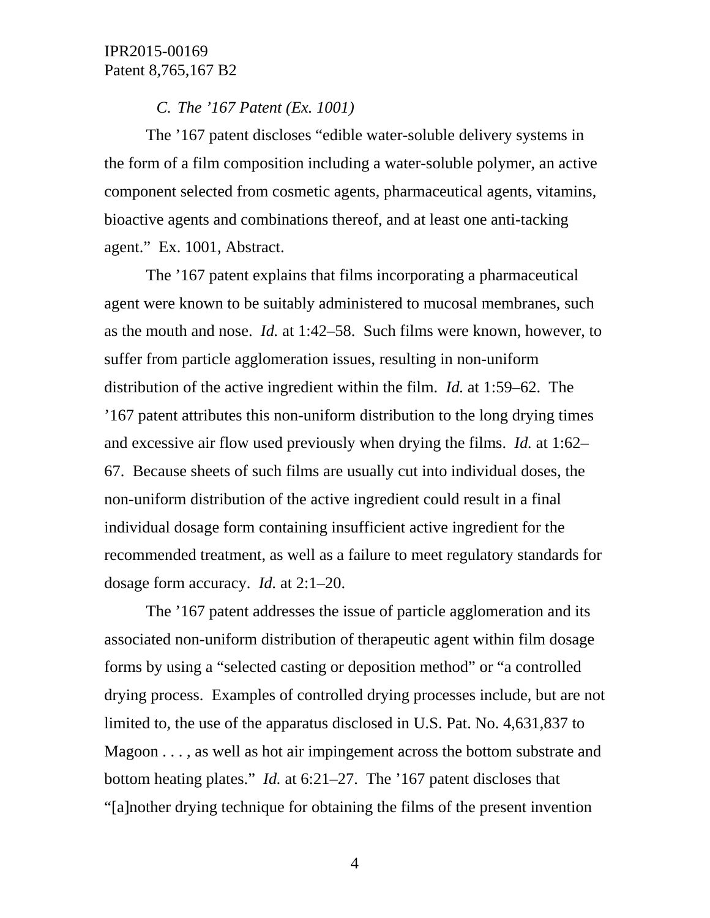### *C. The ’167 Patent (Ex. 1001)*

The ’167 patent discloses “edible water-soluble delivery systems in the form of a film composition including a water-soluble polymer, an active component selected from cosmetic agents, pharmaceutical agents, vitamins, bioactive agents and combinations thereof, and at least one anti-tacking agent.” Ex. 1001, Abstract.

The ’167 patent explains that films incorporating a pharmaceutical agent were known to be suitably administered to mucosal membranes, such as the mouth and nose. *Id.* at 1:42–58. Such films were known, however, to suffer from particle agglomeration issues, resulting in non-uniform distribution of the active ingredient within the film. *Id.* at 1:59–62. The ’167 patent attributes this non-uniform distribution to the long drying times and excessive air flow used previously when drying the films. *Id.* at 1:62–67. Because sheets of such films are usually cut into individual doses, the non-uniform distribution of the active ingredient could result in a final individual dosage form containing insufficient active ingredient for the recommended treatment, as well as a failure to meet regulatory standards for dosage form accuracy. *Id.* at 2:1–20.

The ’167 patent addresses the issue of particle agglomeration and its associated non-uniform distribution of therapeutic agent within film dosage forms by using a “selected casting or deposition method” or “a controlled drying process. Examples of controlled drying processes include, but are not limited to, the use of the apparatus disclosed in U.S. Pat. No. 4,631,837 to Magoon . . . , as well as hot air impingement across the bottom substrate and bottom heating plates.” *Id.* at 6:21–27. The ’167 patent discloses that “[a]nother drying technique for obtaining the films of the present invention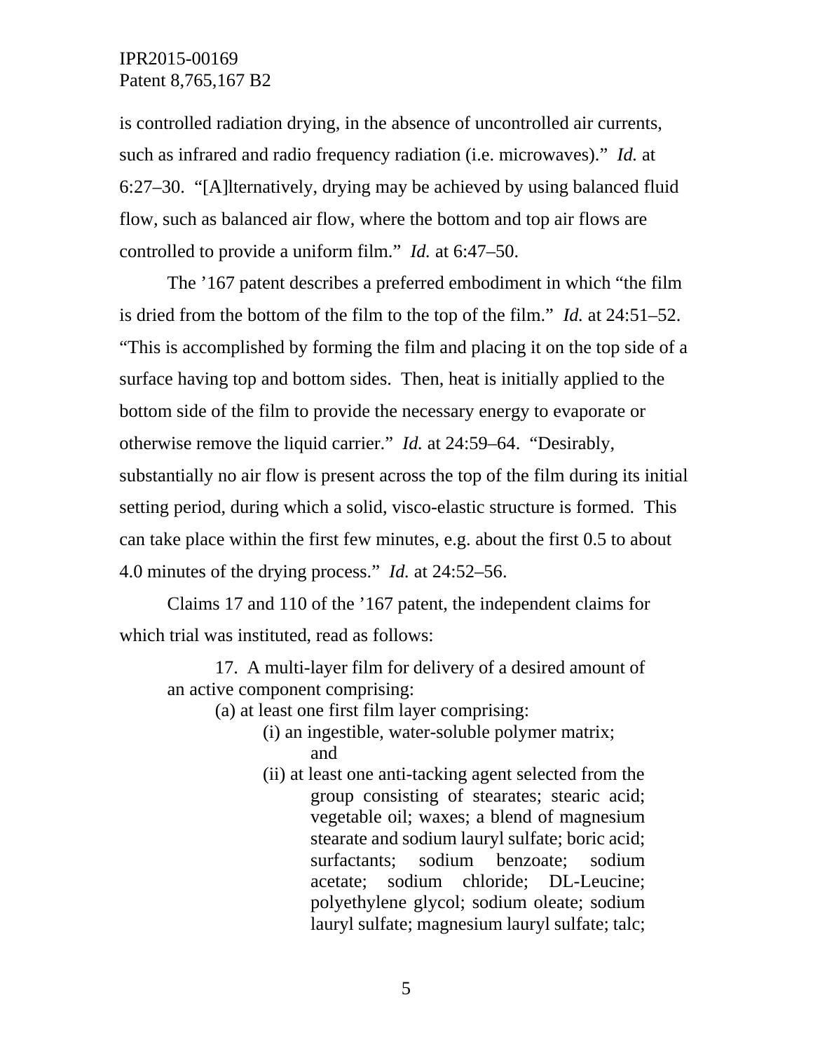is controlled radiation drying, in the absence of uncontrolled air currents, such as infrared and radio frequency radiation (i.e. microwaves)." *Id.* at 6:27–30. "[A]lternatively, drying may be achieved by using balanced fluid flow, such as balanced air flow, where the bottom and top air flows are controlled to provide a uniform film." *Id.* at 6:47–50.

The '167 patent describes a preferred embodiment in which "the film is dried from the bottom of the film to the top of the film." *Id.* at 24:51–52. "This is accomplished by forming the film and placing it on the top side of a surface having top and bottom sides. Then, heat is initially applied to the bottom side of the film to provide the necessary energy to evaporate or otherwise remove the liquid carrier." *Id.* at 24:59–64. "Desirably, substantially no air flow is present across the top of the film during its initial setting period, during which a solid, visco-elastic structure is formed. This can take place within the first few minutes, e.g. about the first 0.5 to about 4.0 minutes of the drying process." *Id.* at 24:52–56.

Claims 17 and 110 of the '167 patent, the independent claims for which trial was instituted, read as follows:

> 17. A multi-layer film for delivery of a desired amount of an active component comprising:
>
> (a) at least one first film layer comprising:
>
> (i) an ingestible, water-soluble polymer matrix; and
>
> (ii) at least one anti-tacking agent selected from the group consisting of stearates; stearic acid; vegetable oil; waxes; a blend of magnesium stearate and sodium lauryl sulfate; boric acid; surfactants; sodium benzoate; sodium acetate; sodium chloride; DL-Leucine; polyethylene glycol; sodium oleate; sodium lauryl sulfate; magnesium lauryl sulfate; talc;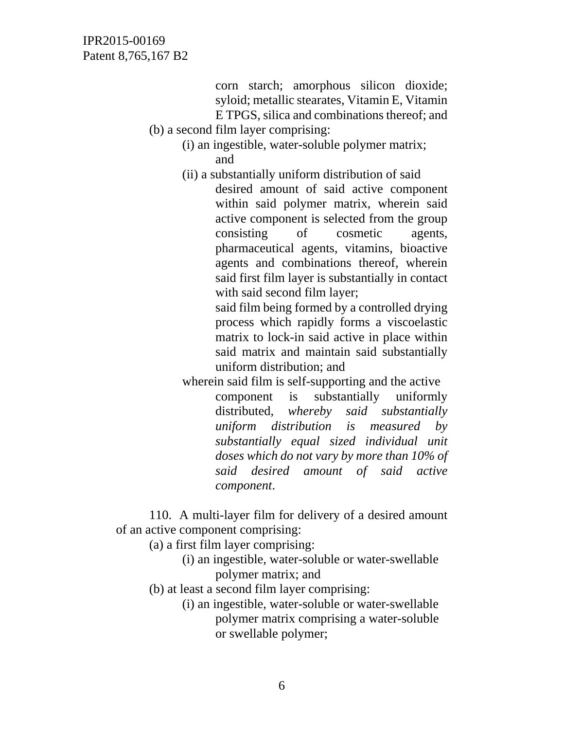corn starch; amorphous silicon dioxide; syloid; metallic stearates, Vitamin E, Vitamin E TPGS, silica and combinations thereof; and

(b) a second film layer comprising:

(i) an ingestible, water-soluble polymer matrix; and

(ii) a substantially uniform distribution of said desired amount of said active component within said polymer matrix, wherein said active component is selected from the group consisting of cosmetic agents, pharmaceutical agents, vitamins, bioactive agents and combinations thereof, wherein said first film layer is substantially in contact with said second film layer;

said film being formed by a controlled drying process which rapidly forms a viscoelastic matrix to lock-in said active in place within said matrix and maintain said substantially uniform distribution; and

wherein said film is self-supporting and the active component is substantially uniformly distributed, *whereby said substantially uniform distribution is measured by substantially equal sized individual unit doses which do not vary by more than 10% of said desired amount of said active component*.

110. A multi-layer film for delivery of a desired amount of an active component comprising:

(a) a first film layer comprising:

(i) an ingestible, water-soluble or water-swellable polymer matrix; and

(b) at least a second film layer comprising:

(i) an ingestible, water-soluble or water-swellable polymer matrix comprising a water-soluble or swellable polymer;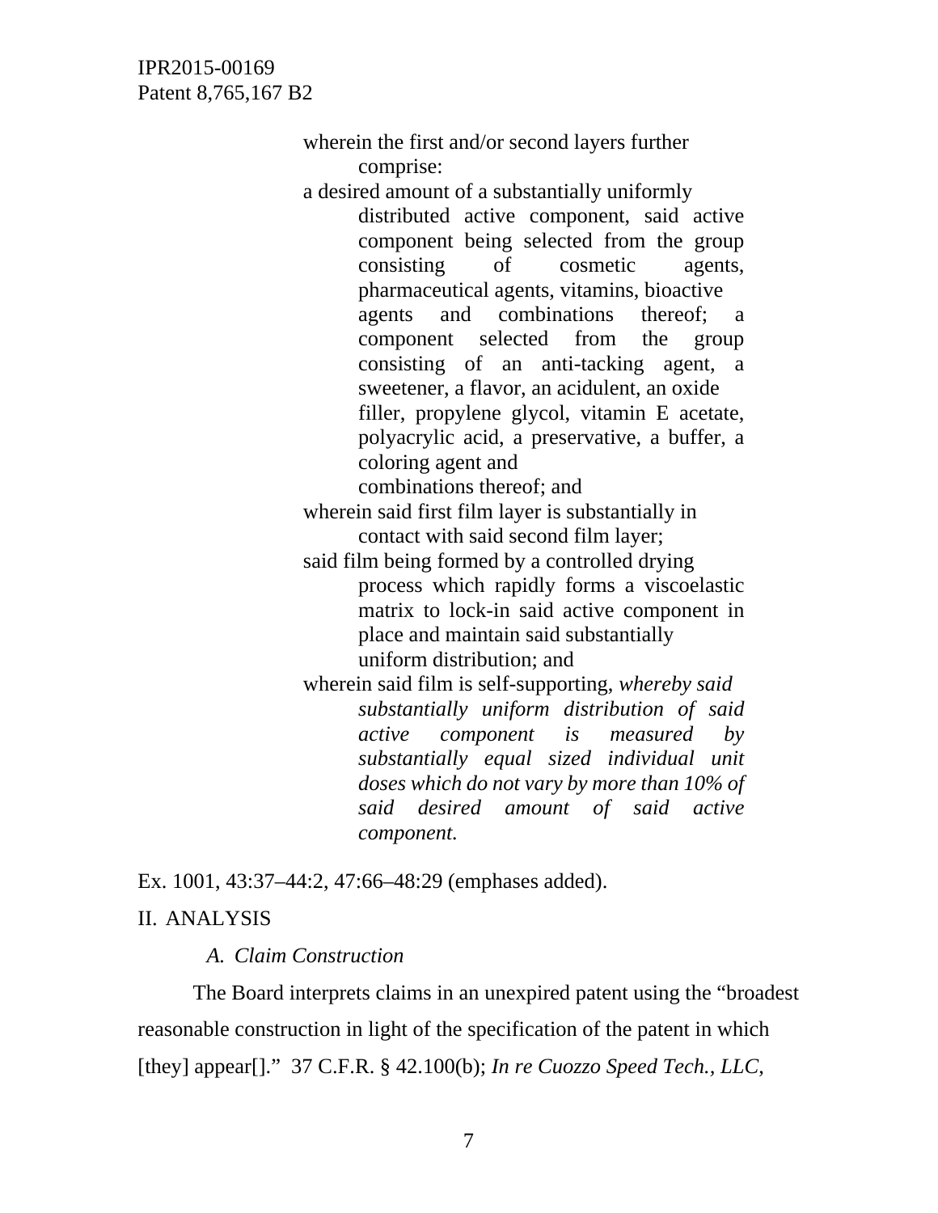> wherein the first and/or second layers further comprise:
>
> a desired amount of a substantially uniformly distributed active component, said active component being selected from the group consisting of cosmetic agents, pharmaceutical agents, vitamins, bioactive agents and combinations thereof; a component selected from the group consisting of an anti-tacking agent, a sweetener, a flavor, an acidulent, an oxide filler, propylene glycol, vitamin E acetate, polyacrylic acid, a preservative, a buffer, a coloring agent and combinations thereof; and
>
> wherein said first film layer is substantially in contact with said second film layer;
>
> said film being formed by a controlled drying process which rapidly forms a viscoelastic matrix to lock-in said active component in place and maintain said substantially uniform distribution; and
>
> wherein said film is self-supporting, *whereby said substantially uniform distribution of said active component is measured by substantially equal sized individual unit doses which do not vary by more than 10% of said desired amount of said active component.*

Ex. 1001, 43:37–44:2, 47:66–48:29 (emphases added).

## II. ANALYSIS

### *A. Claim Construction*

The Board interprets claims in an unexpired patent using the "broadest reasonable construction in light of the specification of the patent in which [they] appear[]." 37 C.F.R. § 42.100(b); *In re Cuozzo Speed Tech., LLC*,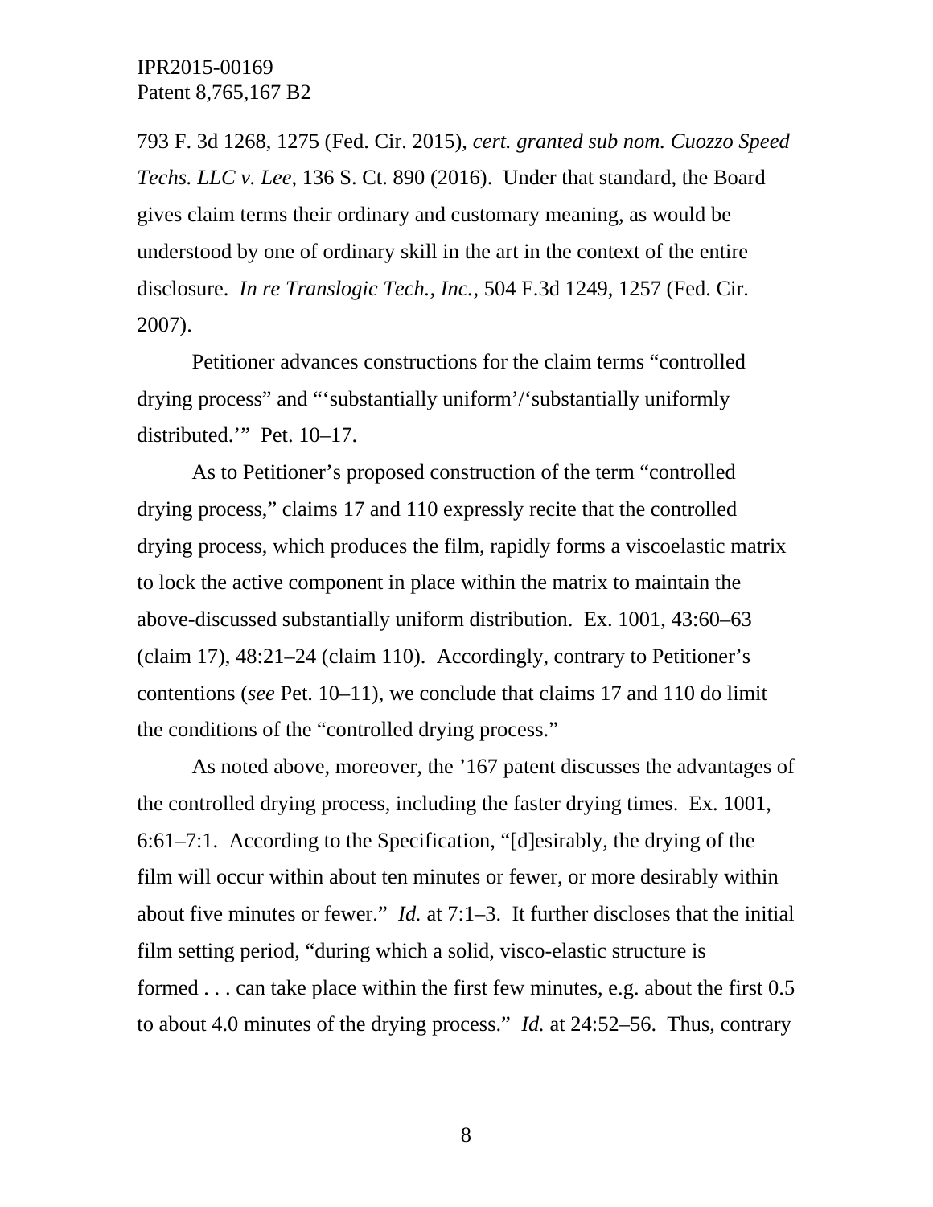793 F. 3d 1268, 1275 (Fed. Cir. 2015), *cert. granted sub nom. Cuozzo Speed Techs. LLC v. Lee*, 136 S. Ct. 890 (2016). Under that standard, the Board gives claim terms their ordinary and customary meaning, as would be understood by one of ordinary skill in the art in the context of the entire disclosure. *In re Translogic Tech., Inc.*, 504 F.3d 1249, 1257 (Fed. Cir. 2007).

Petitioner advances constructions for the claim terms "controlled drying process" and "'substantially uniform'/'substantially uniformly distributed.'" Pet. 10–17.

As to Petitioner's proposed construction of the term "controlled drying process," claims 17 and 110 expressly recite that the controlled drying process, which produces the film, rapidly forms a viscoelastic matrix to lock the active component in place within the matrix to maintain the above-discussed substantially uniform distribution. Ex. 1001, 43:60–63 (claim 17), 48:21–24 (claim 110). Accordingly, contrary to Petitioner's contentions (*see* Pet. 10–11), we conclude that claims 17 and 110 do limit the conditions of the "controlled drying process."

As noted above, moreover, the '167 patent discusses the advantages of the controlled drying process, including the faster drying times. Ex. 1001, 6:61–7:1. According to the Specification, "[d]esirably, the drying of the film will occur within about ten minutes or fewer, or more desirably within about five minutes or fewer." *Id.* at 7:1–3. It further discloses that the initial film setting period, "during which a solid, visco-elastic structure is formed . . . can take place within the first few minutes, e.g. about the first 0.5 to about 4.0 minutes of the drying process." *Id.* at 24:52–56. Thus, contrary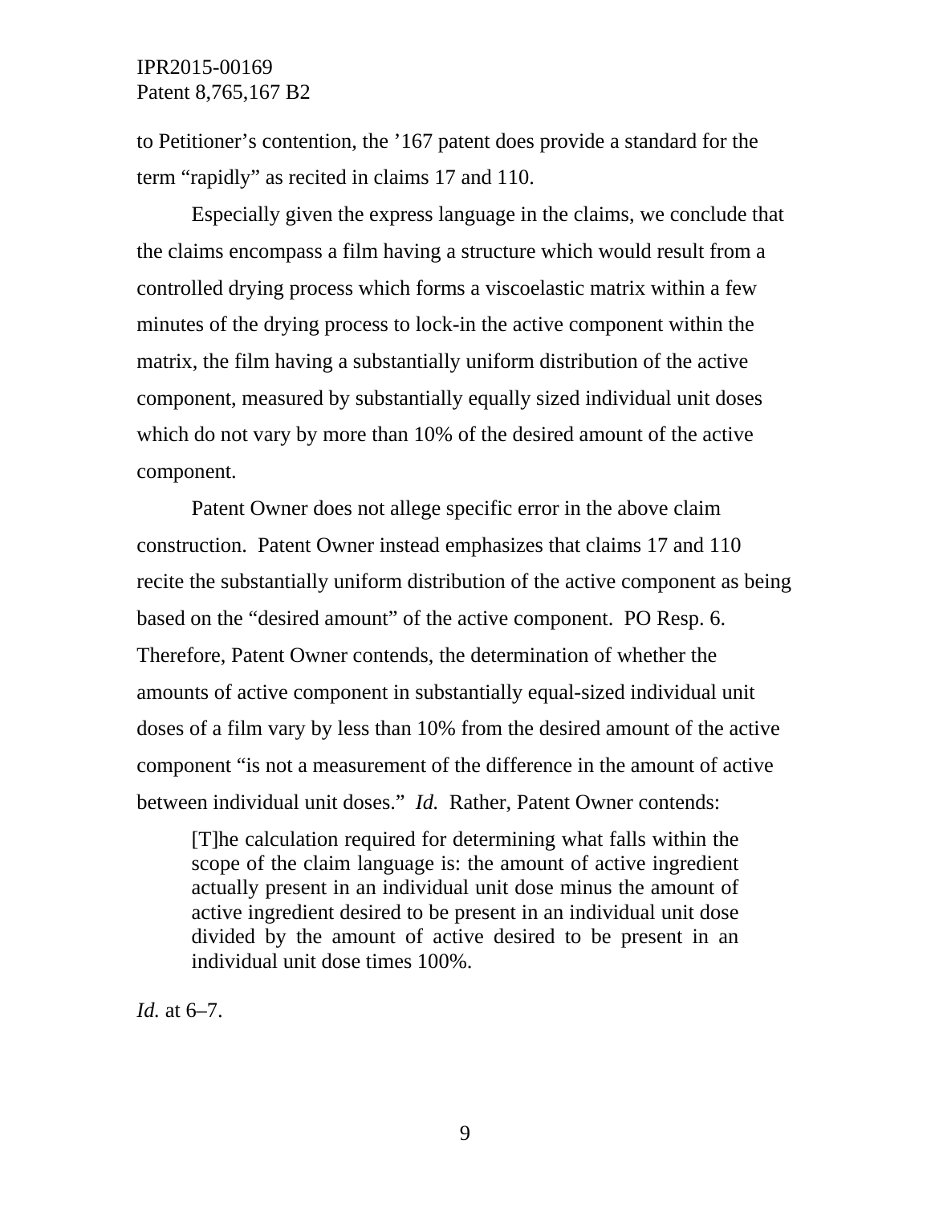to Petitioner's contention, the '167 patent does provide a standard for the term "rapidly" as recited in claims 17 and 110.

Especially given the express language in the claims, we conclude that the claims encompass a film having a structure which would result from a controlled drying process which forms a viscoelastic matrix within a few minutes of the drying process to lock-in the active component within the matrix, the film having a substantially uniform distribution of the active component, measured by substantially equally sized individual unit doses which do not vary by more than 10% of the desired amount of the active component.

Patent Owner does not allege specific error in the above claim construction. Patent Owner instead emphasizes that claims 17 and 110 recite the substantially uniform distribution of the active component as being based on the "desired amount" of the active component. PO Resp. 6. Therefore, Patent Owner contends, the determination of whether the amounts of active component in substantially equal-sized individual unit doses of a film vary by less than 10% from the desired amount of the active component "is not a measurement of the difference in the amount of active between individual unit doses." *Id.* Rather, Patent Owner contends:

> [T]he calculation required for determining what falls within the scope of the claim language is: the amount of active ingredient actually present in an individual unit dose minus the amount of active ingredient desired to be present in an individual unit dose divided by the amount of active desired to be present in an individual unit dose times 100%.

*Id.* at 6–7.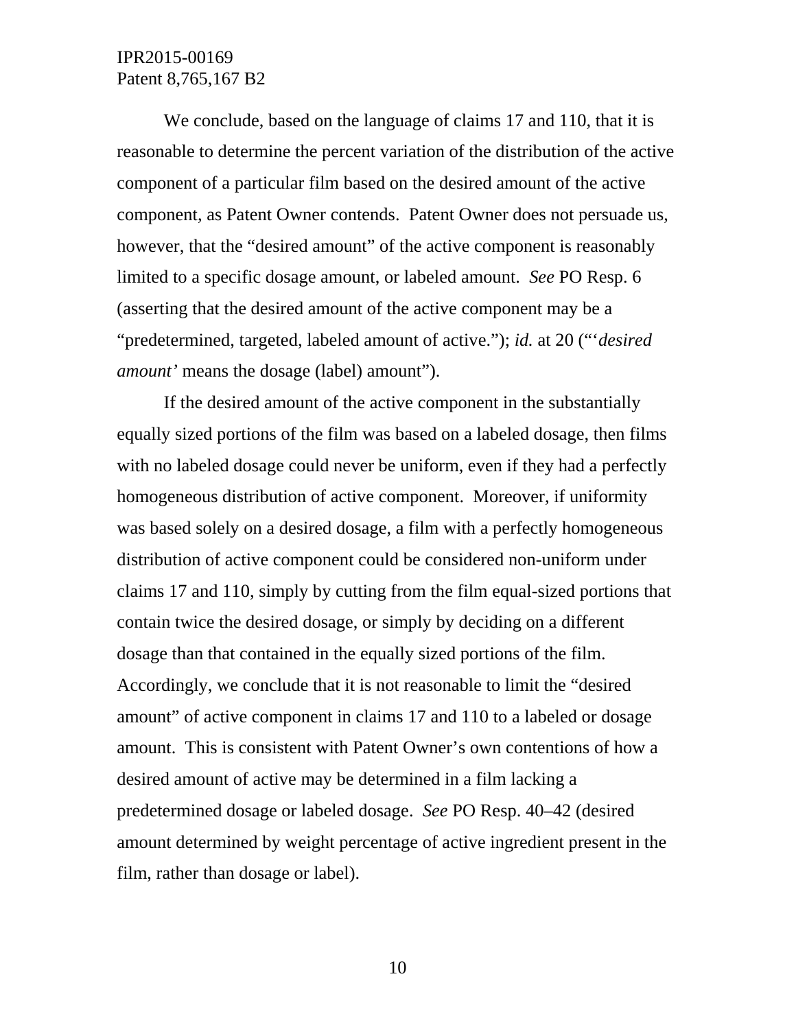We conclude, based on the language of claims 17 and 110, that it is reasonable to determine the percent variation of the distribution of the active component of a particular film based on the desired amount of the active component, as Patent Owner contends. Patent Owner does not persuade us, however, that the "desired amount" of the active component is reasonably limited to a specific dosage amount, or labeled amount. *See* PO Resp. 6 (asserting that the desired amount of the active component may be a "predetermined, targeted, labeled amount of active."); *id.* at 20 ("'*desired amount'* means the dosage (label) amount").

If the desired amount of the active component in the substantially equally sized portions of the film was based on a labeled dosage, then films with no labeled dosage could never be uniform, even if they had a perfectly homogeneous distribution of active component. Moreover, if uniformity was based solely on a desired dosage, a film with a perfectly homogeneous distribution of active component could be considered non-uniform under claims 17 and 110, simply by cutting from the film equal-sized portions that contain twice the desired dosage, or simply by deciding on a different dosage than that contained in the equally sized portions of the film. Accordingly, we conclude that it is not reasonable to limit the "desired amount" of active component in claims 17 and 110 to a labeled or dosage amount. This is consistent with Patent Owner's own contentions of how a desired amount of active may be determined in a film lacking a predetermined dosage or labeled dosage. *See* PO Resp. 40–42 (desired amount determined by weight percentage of active ingredient present in the film, rather than dosage or label).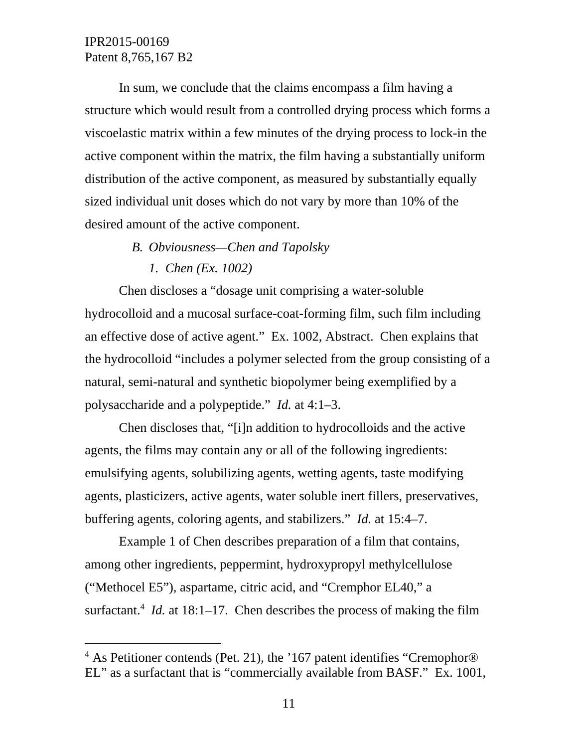In sum, we conclude that the claims encompass a film having a structure which would result from a controlled drying process which forms a viscoelastic matrix within a few minutes of the drying process to lock-in the active component within the matrix, the film having a substantially uniform distribution of the active component, as measured by substantially equally sized individual unit doses which do not vary by more than 10% of the desired amount of the active component.

### B. *Obviousness—Chen and Tapolsky*

#### 1. *Chen (Ex. 1002)*

Chen discloses a "dosage unit comprising a water-soluble hydrocolloid and a mucosal surface-coat-forming film, such film including an effective dose of active agent." Ex. 1002, Abstract. Chen explains that the hydrocolloid "includes a polymer selected from the group consisting of a natural, semi-natural and synthetic biopolymer being exemplified by a polysaccharide and a polypeptide." *Id.* at 4:1–3.

Chen discloses that, "[i]n addition to hydrocolloids and the active agents, the films may contain any or all of the following ingredients: emulsifying agents, solubilizing agents, wetting agents, taste modifying agents, plasticizers, active agents, water soluble inert fillers, preservatives, buffering agents, coloring agents, and stabilizers." *Id.* at 15:4–7.

Example 1 of Chen describes preparation of a film that contains, among other ingredients, peppermint, hydroxypropyl methylcellulose ("Methocel E5"), aspartame, citric acid, and "Cremphor EL40," a surfactant.[4] *Id.* at 18:1–17. Chen describes the process of making the film

[4] As Petitioner contends (Pet. 21), the '167 patent identifies "Cremophor® EL" as a surfactant that is "commercially available from BASF." Ex. 1001,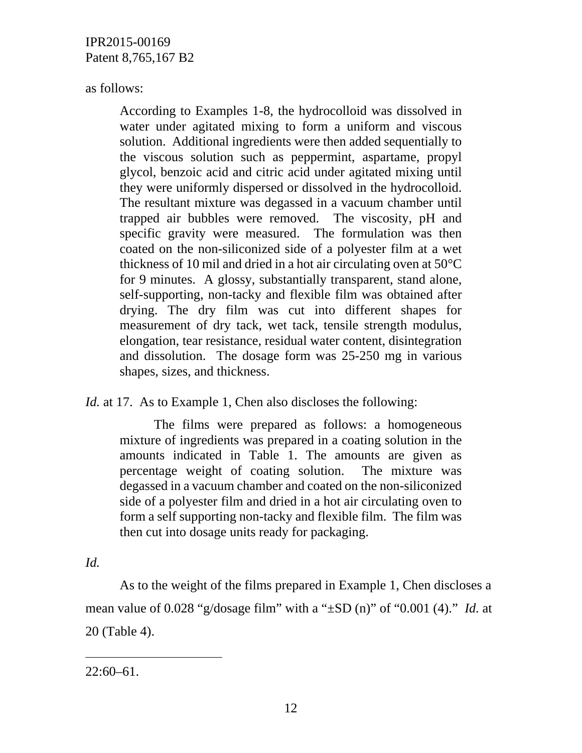as follows:

> According to Examples 1-8, the hydrocolloid was dissolved in water under agitated mixing to form a uniform and viscous solution. Additional ingredients were then added sequentially to the viscous solution such as peppermint, aspartame, propyl glycol, benzoic acid and citric acid under agitated mixing until they were uniformly dispersed or dissolved in the hydrocolloid. The resultant mixture was degassed in a vacuum chamber until trapped air bubbles were removed. The viscosity, pH and specific gravity were measured. The formulation was then coated on the non-siliconized side of a polyester film at a wet thickness of 10 mil and dried in a hot air circulating oven at 50°C for 9 minutes. A glossy, substantially transparent, stand alone, self-supporting, non-tacky and flexible film was obtained after drying. The dry film was cut into different shapes for measurement of dry tack, wet tack, tensile strength modulus, elongation, tear resistance, residual water content, disintegration and dissolution. The dosage form was 25-250 mg in various shapes, sizes, and thickness.

*Id.* at 17. As to Example 1, Chen also discloses the following:

> The films were prepared as follows: a homogeneous mixture of ingredients was prepared in a coating solution in the amounts indicated in Table 1. The amounts are given as percentage weight of coating solution. The mixture was degassed in a vacuum chamber and coated on the non-siliconized side of a polyester film and dried in a hot air circulating oven to form a self supporting non-tacky and flexible film. The film was then cut into dosage units ready for packaging.

*Id.*

As to the weight of the films prepared in Example 1, Chen discloses a mean value of 0.028 "g/dosage film" with a "±SD (n)" of "0.001 (4)." *Id.* at 20 (Table 4).

---

22:60–61.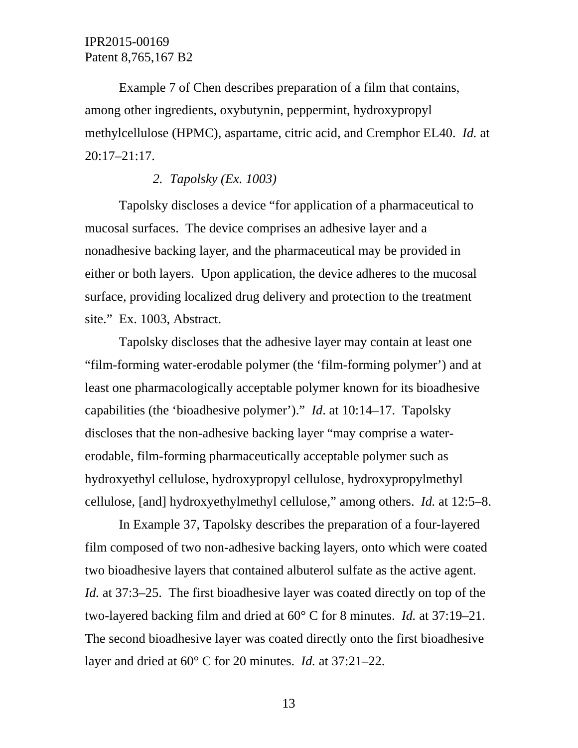Example 7 of Chen describes preparation of a film that contains, among other ingredients, oxybutynin, peppermint, hydroxypropyl methylcellulose (HPMC), aspartame, citric acid, and Cremphor EL40. *Id.* at 20:17–21:17.

### *2. Tapolsky (Ex. 1003)*

Tapolsky discloses a device "for application of a pharmaceutical to mucosal surfaces. The device comprises an adhesive layer and a nonadhesive backing layer, and the pharmaceutical may be provided in either or both layers. Upon application, the device adheres to the mucosal surface, providing localized drug delivery and protection to the treatment site." Ex. 1003, Abstract.

Tapolsky discloses that the adhesive layer may contain at least one "film-forming water-erodable polymer (the 'film-forming polymer') and at least one pharmacologically acceptable polymer known for its bioadhesive capabilities (the 'bioadhesive polymer')." *Id*. at 10:14–17. Tapolsky discloses that the non-adhesive backing layer "may comprise a water-erodable, film-forming pharmaceutically acceptable polymer such as hydroxyethyl cellulose, hydroxypropyl cellulose, hydroxypropylmethyl cellulose, [and] hydroxyethylmethyl cellulose," among others. *Id.* at 12:5–8.

In Example 37, Tapolsky describes the preparation of a four-layered film composed of two non-adhesive backing layers, onto which were coated two bioadhesive layers that contained albuterol sulfate as the active agent. *Id.* at 37:3–25. The first bioadhesive layer was coated directly on top of the two-layered backing film and dried at 60° C for 8 minutes. *Id.* at 37:19–21. The second bioadhesive layer was coated directly onto the first bioadhesive layer and dried at 60° C for 20 minutes. *Id.* at 37:21–22.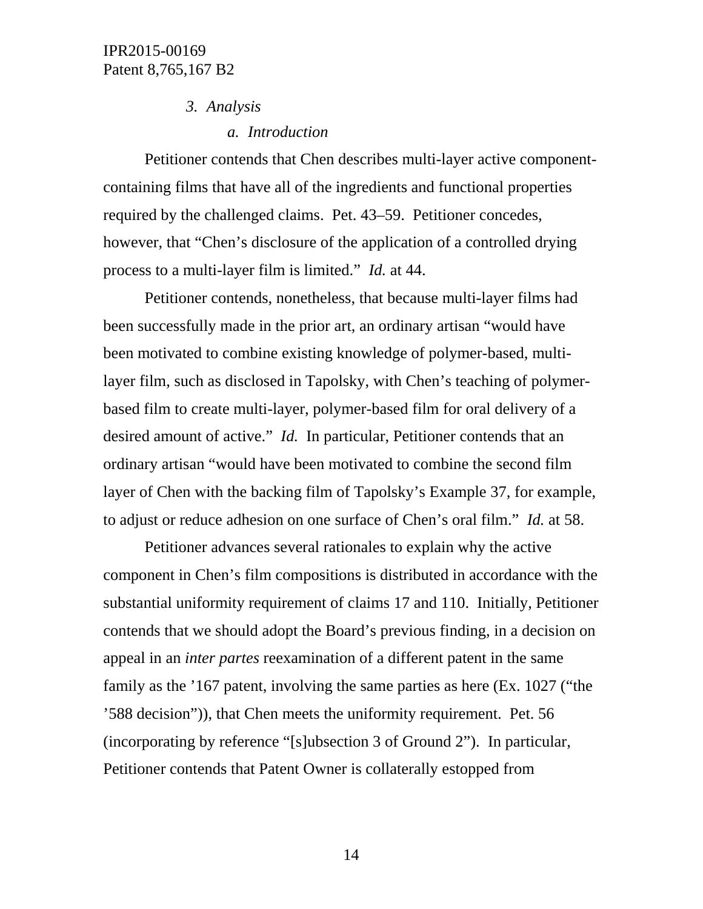### *3. Analysis*

#### *a. Introduction*

Petitioner contends that Chen describes multi-layer active component-containing films that have all of the ingredients and functional properties required by the challenged claims. Pet. 43–59. Petitioner concedes, however, that "Chen's disclosure of the application of a controlled drying process to a multi-layer film is limited." *Id.* at 44.

Petitioner contends, nonetheless, that because multi-layer films had been successfully made in the prior art, an ordinary artisan "would have been motivated to combine existing knowledge of polymer-based, multi-layer film, such as disclosed in Tapolsky, with Chen's teaching of polymer-based film to create multi-layer, polymer-based film for oral delivery of a desired amount of active." *Id.* In particular, Petitioner contends that an ordinary artisan "would have been motivated to combine the second film layer of Chen with the backing film of Tapolsky's Example 37, for example, to adjust or reduce adhesion on one surface of Chen's oral film." *Id.* at 58.

Petitioner advances several rationales to explain why the active component in Chen's film compositions is distributed in accordance with the substantial uniformity requirement of claims 17 and 110. Initially, Petitioner contends that we should adopt the Board's previous finding, in a decision on appeal in an *inter partes* reexamination of a different patent in the same family as the '167 patent, involving the same parties as here (Ex. 1027 ("the '588 decision")), that Chen meets the uniformity requirement. Pet. 56 (incorporating by reference "[s]ubsection 3 of Ground 2"). In particular, Petitioner contends that Patent Owner is collaterally estopped from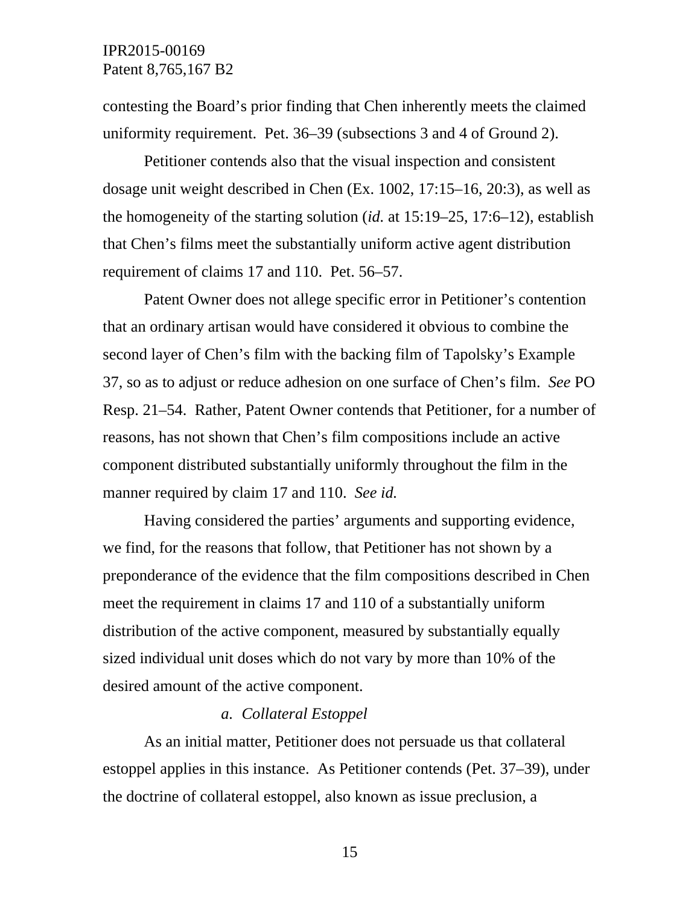contesting the Board's prior finding that Chen inherently meets the claimed uniformity requirement. Pet. 36–39 (subsections 3 and 4 of Ground 2).

Petitioner contends also that the visual inspection and consistent dosage unit weight described in Chen (Ex. 1002, 17:15–16, 20:3), as well as the homogeneity of the starting solution (*id.* at 15:19–25, 17:6–12), establish that Chen's films meet the substantially uniform active agent distribution requirement of claims 17 and 110. Pet. 56–57.

Patent Owner does not allege specific error in Petitioner's contention that an ordinary artisan would have considered it obvious to combine the second layer of Chen's film with the backing film of Tapolsky's Example 37, so as to adjust or reduce adhesion on one surface of Chen's film. *See* PO Resp. 21–54. Rather, Patent Owner contends that Petitioner, for a number of reasons, has not shown that Chen's film compositions include an active component distributed substantially uniformly throughout the film in the manner required by claim 17 and 110. *See id.*

Having considered the parties' arguments and supporting evidence, we find, for the reasons that follow, that Petitioner has not shown by a preponderance of the evidence that the film compositions described in Chen meet the requirement in claims 17 and 110 of a substantially uniform distribution of the active component, measured by substantially equally sized individual unit doses which do not vary by more than 10% of the desired amount of the active component.

*a. Collateral Estoppel*

As an initial matter, Petitioner does not persuade us that collateral estoppel applies in this instance. As Petitioner contends (Pet. 37–39), under the doctrine of collateral estoppel, also known as issue preclusion, a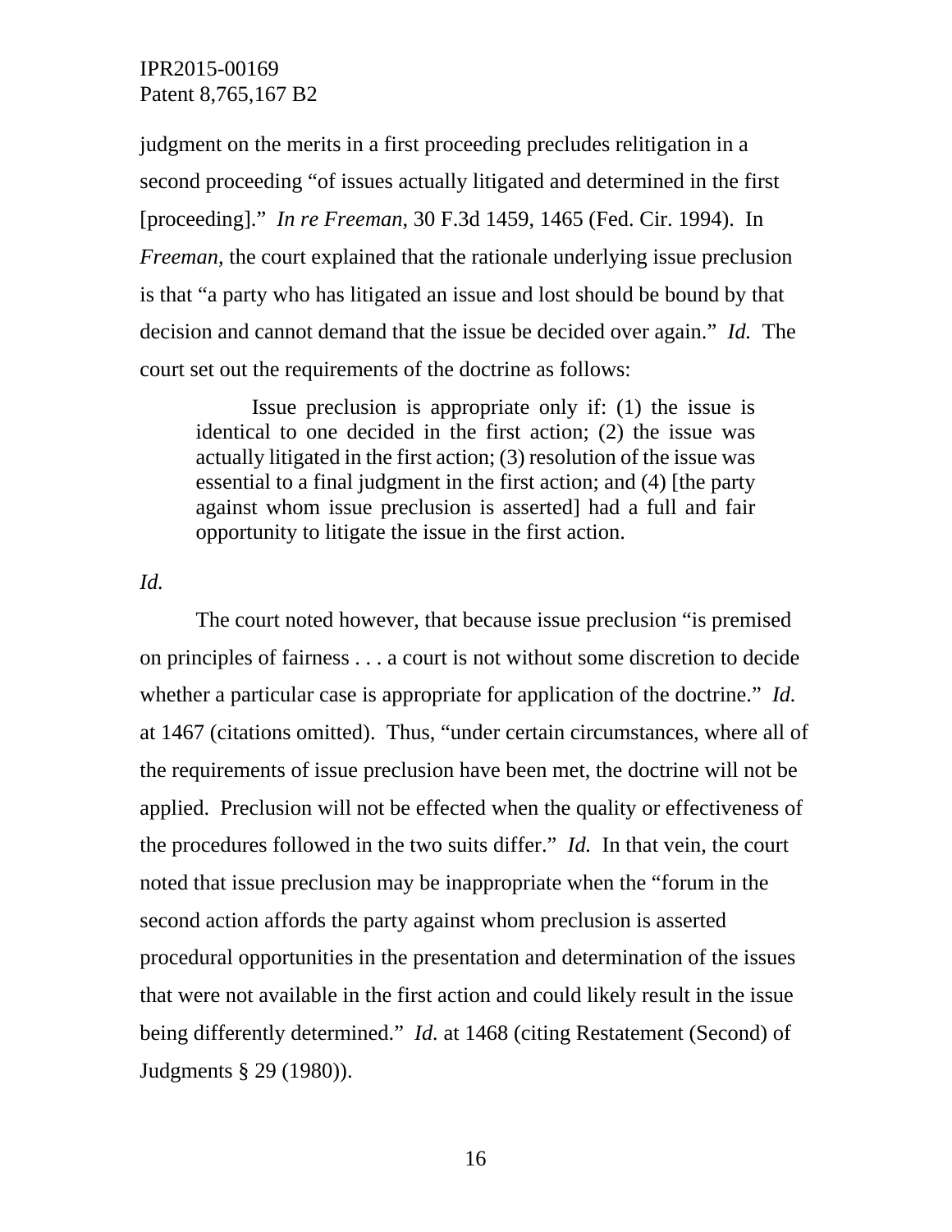judgment on the merits in a first proceeding precludes relitigation in a second proceeding "of issues actually litigated and determined in the first [proceeding]." *In re Freeman*, 30 F.3d 1459, 1465 (Fed. Cir. 1994). In *Freeman*, the court explained that the rationale underlying issue preclusion is that "a party who has litigated an issue and lost should be bound by that decision and cannot demand that the issue be decided over again." *Id.* The court set out the requirements of the doctrine as follows:

> Issue preclusion is appropriate only if: (1) the issue is identical to one decided in the first action; (2) the issue was actually litigated in the first action; (3) resolution of the issue was essential to a final judgment in the first action; and (4) [the party against whom issue preclusion is asserted] had a full and fair opportunity to litigate the issue in the first action.

*Id.*

The court noted however, that because issue preclusion "is premised on principles of fairness . . . a court is not without some discretion to decide whether a particular case is appropriate for application of the doctrine." *Id.* at 1467 (citations omitted). Thus, "under certain circumstances, where all of the requirements of issue preclusion have been met, the doctrine will not be applied. Preclusion will not be effected when the quality or effectiveness of the procedures followed in the two suits differ." *Id.* In that vein, the court noted that issue preclusion may be inappropriate when the "forum in the second action affords the party against whom preclusion is asserted procedural opportunities in the presentation and determination of the issues that were not available in the first action and could likely result in the issue being differently determined." *Id.* at 1468 (citing Restatement (Second) of Judgments § 29 (1980)).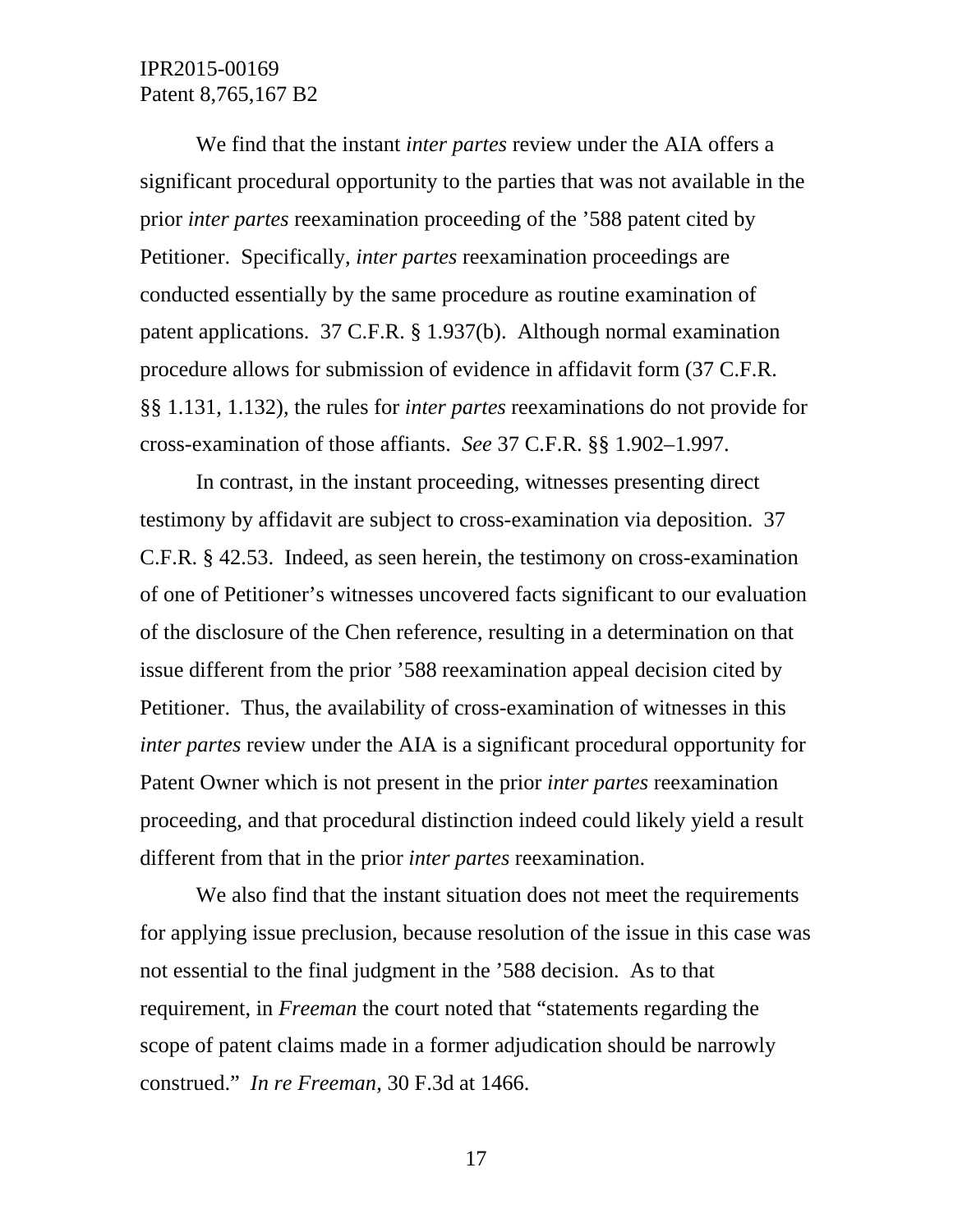We find that the instant *inter partes* review under the AIA offers a significant procedural opportunity to the parties that was not available in the prior *inter partes* reexamination proceeding of the ’588 patent cited by Petitioner. Specifically, *inter partes* reexamination proceedings are conducted essentially by the same procedure as routine examination of patent applications. 37 C.F.R. § 1.937(b). Although normal examination procedure allows for submission of evidence in affidavit form (37 C.F.R. §§ 1.131, 1.132), the rules for *inter partes* reexaminations do not provide for cross-examination of those affiants. *See* 37 C.F.R. §§ 1.902–1.997.

In contrast, in the instant proceeding, witnesses presenting direct testimony by affidavit are subject to cross-examination via deposition. 37 C.F.R. § 42.53. Indeed, as seen herein, the testimony on cross-examination of one of Petitioner’s witnesses uncovered facts significant to our evaluation of the disclosure of the Chen reference, resulting in a determination on that issue different from the prior ’588 reexamination appeal decision cited by Petitioner. Thus, the availability of cross-examination of witnesses in this *inter partes* review under the AIA is a significant procedural opportunity for Patent Owner which is not present in the prior *inter partes* reexamination proceeding, and that procedural distinction indeed could likely yield a result different from that in the prior *inter partes* reexamination.

We also find that the instant situation does not meet the requirements for applying issue preclusion, because resolution of the issue in this case was not essential to the final judgment in the ’588 decision. As to that requirement, in *Freeman* the court noted that “statements regarding the scope of patent claims made in a former adjudication should be narrowly construed.” *In re Freeman*, 30 F.3d at 1466.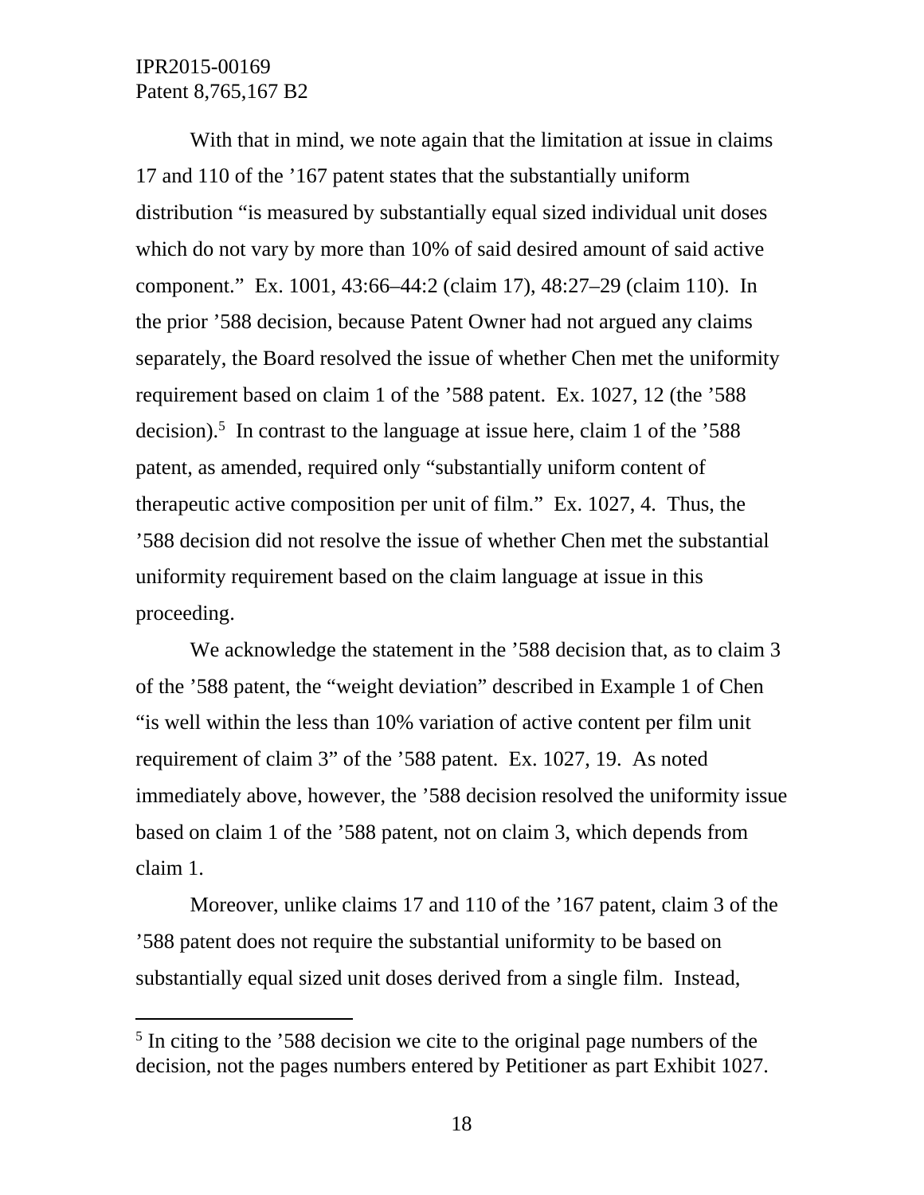With that in mind, we note again that the limitation at issue in claims 17 and 110 of the ’167 patent states that the substantially uniform distribution “is measured by substantially equal sized individual unit doses which do not vary by more than 10% of said desired amount of said active component.” Ex. 1001, 43:66–44:2 (claim 17), 48:27–29 (claim 110). In the prior ’588 decision, because Patent Owner had not argued any claims separately, the Board resolved the issue of whether Chen met the uniformity requirement based on claim 1 of the ’588 patent. Ex. 1027, 12 (the ’588 decision).[5] In contrast to the language at issue here, claim 1 of the ’588 patent, as amended, required only “substantially uniform content of therapeutic active composition per unit of film.” Ex. 1027, 4. Thus, the ’588 decision did not resolve the issue of whether Chen met the substantial uniformity requirement based on the claim language at issue in this proceeding.

We acknowledge the statement in the ’588 decision that, as to claim 3 of the ’588 patent, the “weight deviation” described in Example 1 of Chen “is well within the less than 10% variation of active content per film unit requirement of claim 3” of the ’588 patent. Ex. 1027, 19. As noted immediately above, however, the ’588 decision resolved the uniformity issue based on claim 1 of the ’588 patent, not on claim 3, which depends from claim 1.

Moreover, unlike claims 17 and 110 of the ’167 patent, claim 3 of the ’588 patent does not require the substantial uniformity to be based on substantially equal sized unit doses derived from a single film. Instead,

[5] In citing to the ’588 decision we cite to the original page numbers of the decision, not the pages numbers entered by Petitioner as part Exhibit 1027.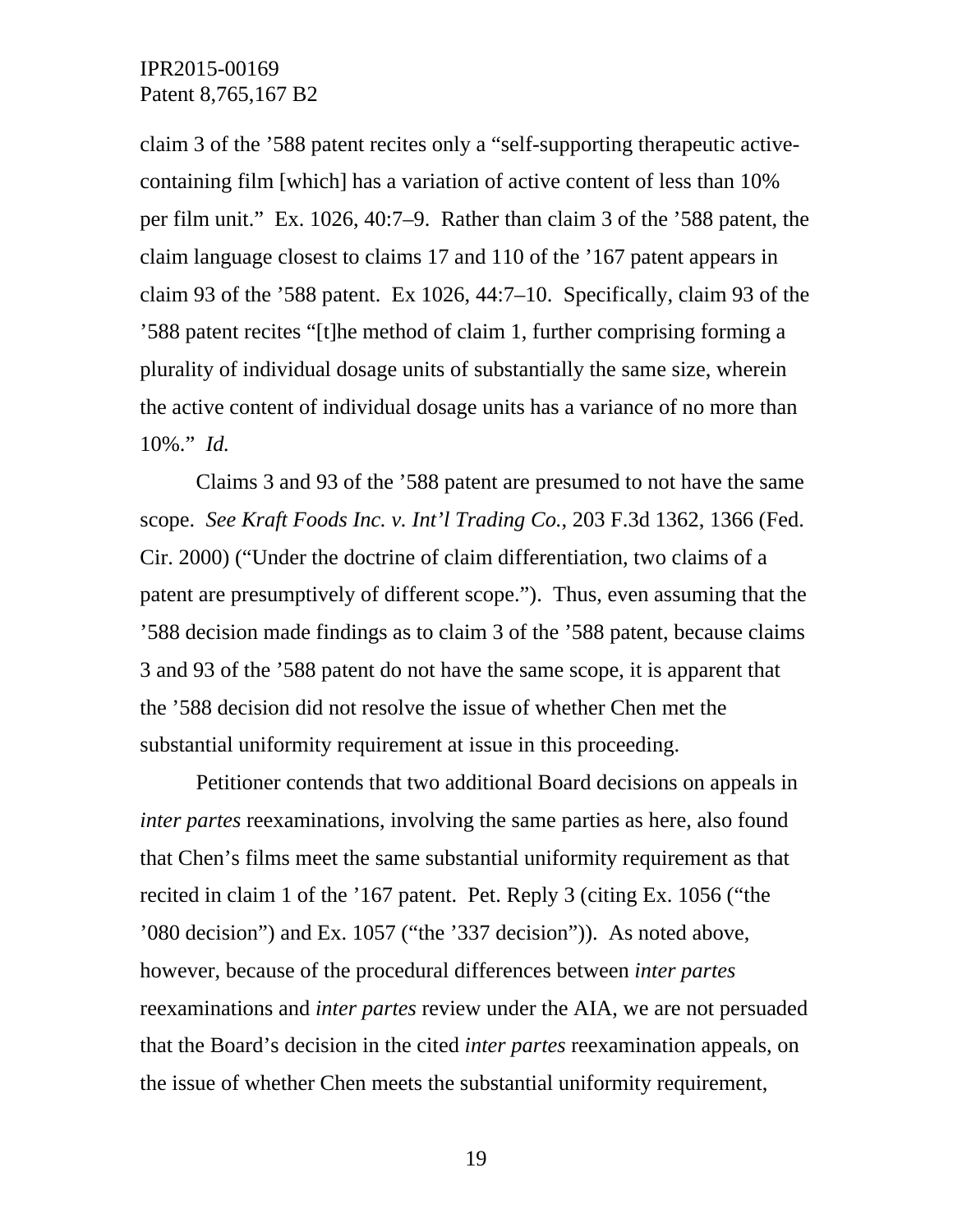claim 3 of the ’588 patent recites only a “self-supporting therapeutic active-containing film [which] has a variation of active content of less than 10% per film unit.” Ex. 1026, 40:7–9. Rather than claim 3 of the ’588 patent, the claim language closest to claims 17 and 110 of the ’167 patent appears in claim 93 of the ’588 patent. Ex 1026, 44:7–10. Specifically, claim 93 of the ’588 patent recites “[t]he method of claim 1, further comprising forming a plurality of individual dosage units of substantially the same size, wherein the active content of individual dosage units has a variance of no more than 10%.” *Id.*

Claims 3 and 93 of the ’588 patent are presumed to not have the same scope. *See Kraft Foods Inc. v. Int’l Trading Co.*, 203 F.3d 1362, 1366 (Fed. Cir. 2000) (“Under the doctrine of claim differentiation, two claims of a patent are presumptively of different scope.”). Thus, even assuming that the ’588 decision made findings as to claim 3 of the ’588 patent, because claims 3 and 93 of the ’588 patent do not have the same scope, it is apparent that the ’588 decision did not resolve the issue of whether Chen met the substantial uniformity requirement at issue in this proceeding.

Petitioner contends that two additional Board decisions on appeals in *inter partes* reexaminations, involving the same parties as here, also found that Chen’s films meet the same substantial uniformity requirement as that recited in claim 1 of the ’167 patent. Pet. Reply 3 (citing Ex. 1056 (“the ’080 decision”) and Ex. 1057 (“the ’337 decision”)). As noted above, however, because of the procedural differences between *inter partes* reexaminations and *inter partes* review under the AIA, we are not persuaded that the Board’s decision in the cited *inter partes* reexamination appeals, on the issue of whether Chen meets the substantial uniformity requirement,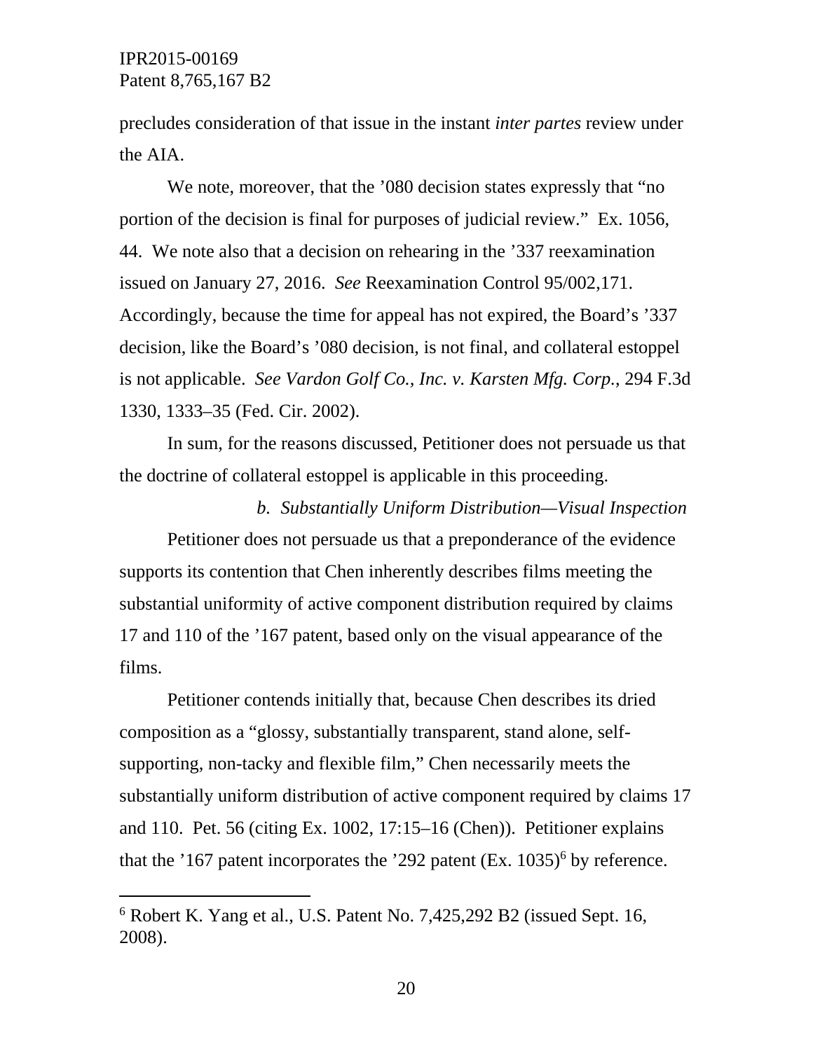precludes consideration of that issue in the instant *inter partes* review under the AIA.

We note, moreover, that the ’080 decision states expressly that “no portion of the decision is final for purposes of judicial review.” Ex. 1056, 44. We note also that a decision on rehearing in the ’337 reexamination issued on January 27, 2016. *See* Reexamination Control 95/002,171. Accordingly, because the time for appeal has not expired, the Board’s ’337 decision, like the Board’s ’080 decision, is not final, and collateral estoppel is not applicable. *See Vardon Golf Co., Inc. v. Karsten Mfg. Corp.*, 294 F.3d 1330, 1333–35 (Fed. Cir. 2002).

In sum, for the reasons discussed, Petitioner does not persuade us that the doctrine of collateral estoppel is applicable in this proceeding.

*b. Substantially Uniform Distribution—Visual Inspection*

Petitioner does not persuade us that a preponderance of the evidence supports its contention that Chen inherently describes films meeting the substantial uniformity of active component distribution required by claims 17 and 110 of the ’167 patent, based only on the visual appearance of the films.

Petitioner contends initially that, because Chen describes its dried composition as a “glossy, substantially transparent, stand alone, self-supporting, non-tacky and flexible film,” Chen necessarily meets the substantially uniform distribution of active component required by claims 17 and 110. Pet. 56 (citing Ex. 1002, 17:15–16 (Chen)). Petitioner explains that the ’167 patent incorporates the ’292 patent (Ex. 1035)[6] by reference.

[6] Robert K. Yang et al., U.S. Patent No. 7,425,292 B2 (issued Sept. 16, 2008).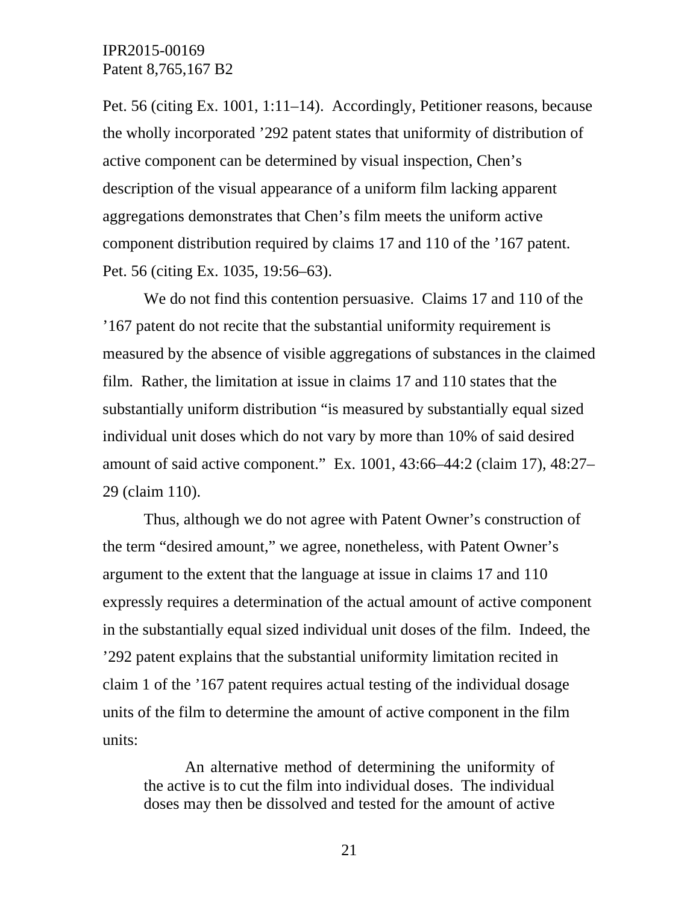Pet. 56 (citing Ex. 1001, 1:11–14). Accordingly, Petitioner reasons, because the wholly incorporated ’292 patent states that uniformity of distribution of active component can be determined by visual inspection, Chen’s description of the visual appearance of a uniform film lacking apparent aggregations demonstrates that Chen’s film meets the uniform active component distribution required by claims 17 and 110 of the ’167 patent. Pet. 56 (citing Ex. 1035, 19:56–63).

We do not find this contention persuasive. Claims 17 and 110 of the ’167 patent do not recite that the substantial uniformity requirement is measured by the absence of visible aggregations of substances in the claimed film. Rather, the limitation at issue in claims 17 and 110 states that the substantially uniform distribution “is measured by substantially equal sized individual unit doses which do not vary by more than 10% of said desired amount of said active component.” Ex. 1001, 43:66–44:2 (claim 17), 48:27–29 (claim 110).

Thus, although we do not agree with Patent Owner’s construction of the term “desired amount,” we agree, nonetheless, with Patent Owner’s argument to the extent that the language at issue in claims 17 and 110 expressly requires a determination of the actual amount of active component in the substantially equal sized individual unit doses of the film. Indeed, the ’292 patent explains that the substantial uniformity limitation recited in claim 1 of the ’167 patent requires actual testing of the individual dosage units of the film to determine the amount of active component in the film units:

> An alternative method of determining the uniformity of the active is to cut the film into individual doses. The individual doses may then be dissolved and tested for the amount of active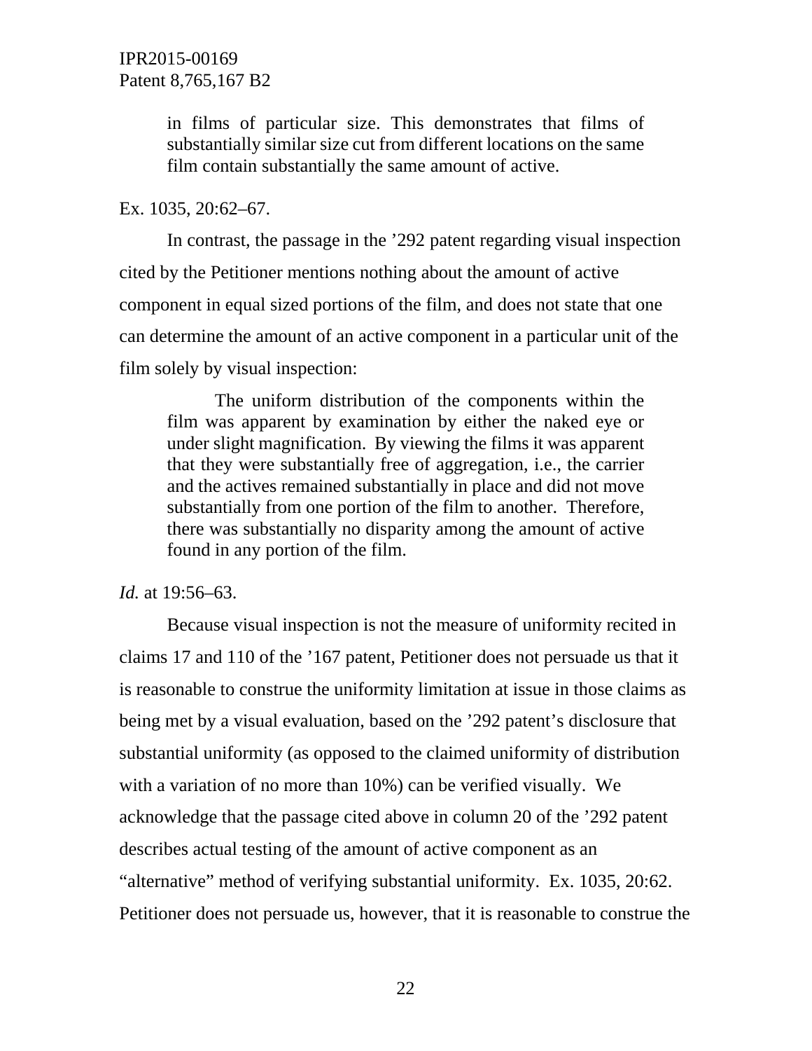> in films of particular size. This demonstrates that films of substantially similar size cut from different locations on the same film contain substantially the same amount of active.

Ex. 1035, 20:62–67.

In contrast, the passage in the ’292 patent regarding visual inspection cited by the Petitioner mentions nothing about the amount of active component in equal sized portions of the film, and does not state that one can determine the amount of an active component in a particular unit of the film solely by visual inspection:

> The uniform distribution of the components within the film was apparent by examination by either the naked eye or under slight magnification. By viewing the films it was apparent that they were substantially free of aggregation, i.e., the carrier and the actives remained substantially in place and did not move substantially from one portion of the film to another. Therefore, there was substantially no disparity among the amount of active found in any portion of the film.

*Id.* at 19:56–63.

Because visual inspection is not the measure of uniformity recited in claims 17 and 110 of the ’167 patent, Petitioner does not persuade us that it is reasonable to construe the uniformity limitation at issue in those claims as being met by a visual evaluation, based on the ’292 patent’s disclosure that substantial uniformity (as opposed to the claimed uniformity of distribution with a variation of no more than 10%) can be verified visually. We acknowledge that the passage cited above in column 20 of the ’292 patent describes actual testing of the amount of active component as an “alternative” method of verifying substantial uniformity. Ex. 1035, 20:62. Petitioner does not persuade us, however, that it is reasonable to construe the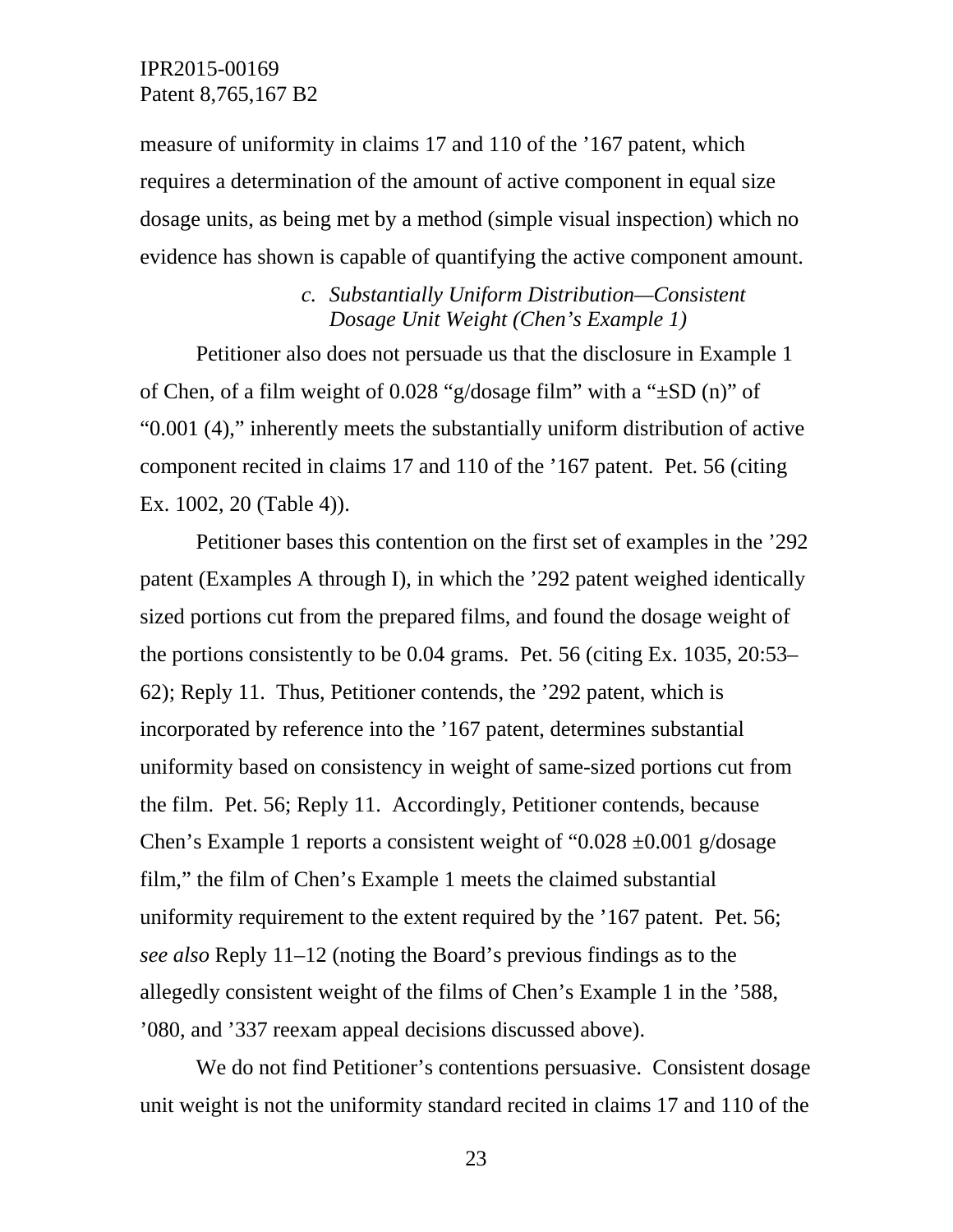measure of uniformity in claims 17 and 110 of the ’167 patent, which requires a determination of the amount of active component in equal size dosage units, as being met by a method (simple visual inspection) which no evidence has shown is capable of quantifying the active component amount.

*c. Substantially Uniform Distribution—Consistent Dosage Unit Weight (Chen’s Example 1)*

Petitioner also does not persuade us that the disclosure in Example 1 of Chen, of a film weight of 0.028 “g/dosage film” with a “±SD (n)” of “0.001 (4),” inherently meets the substantially uniform distribution of active component recited in claims 17 and 110 of the ’167 patent. Pet. 56 (citing Ex. 1002, 20 (Table 4)).

Petitioner bases this contention on the first set of examples in the ’292 patent (Examples A through I), in which the ’292 patent weighed identically sized portions cut from the prepared films, and found the dosage weight of the portions consistently to be 0.04 grams. Pet. 56 (citing Ex. 1035, 20:53–62); Reply 11. Thus, Petitioner contends, the ’292 patent, which is incorporated by reference into the ’167 patent, determines substantial uniformity based on consistency in weight of same-sized portions cut from the film. Pet. 56; Reply 11. Accordingly, Petitioner contends, because Chen’s Example 1 reports a consistent weight of “0.028 ±0.001 g/dosage film,” the film of Chen’s Example 1 meets the claimed substantial uniformity requirement to the extent required by the ’167 patent. Pet. 56; *see also* Reply 11–12 (noting the Board’s previous findings as to the allegedly consistent weight of the films of Chen’s Example 1 in the ’588, ’080, and ’337 reexam appeal decisions discussed above).

We do not find Petitioner’s contentions persuasive. Consistent dosage unit weight is not the uniformity standard recited in claims 17 and 110 of the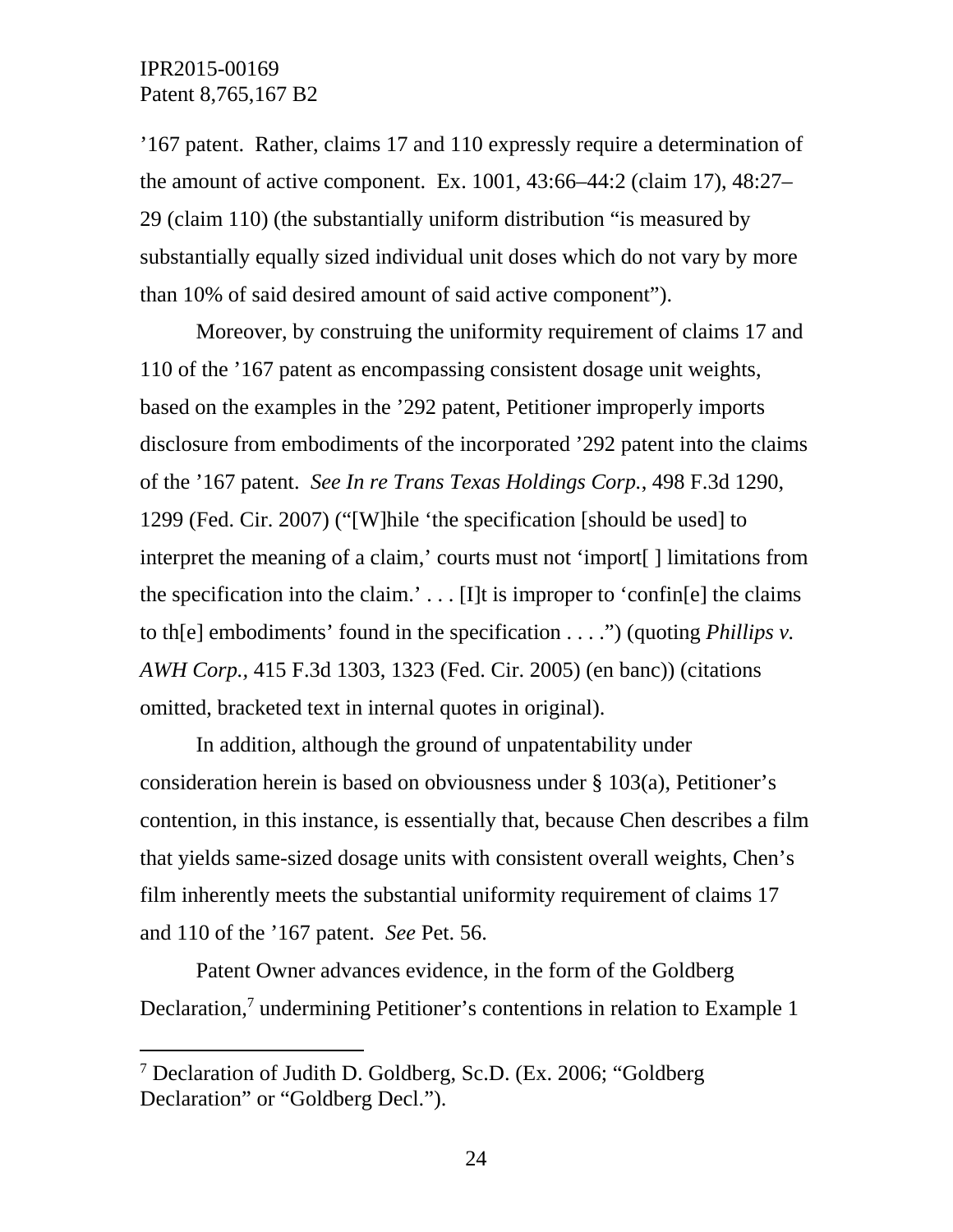’167 patent. Rather, claims 17 and 110 expressly require a determination of the amount of active component. Ex. 1001, 43:66–44:2 (claim 17), 48:27–29 (claim 110) (the substantially uniform distribution “is measured by substantially equally sized individual unit doses which do not vary by more than 10% of said desired amount of said active component”).

Moreover, by construing the uniformity requirement of claims 17 and 110 of the ’167 patent as encompassing consistent dosage unit weights, based on the examples in the ’292 patent, Petitioner improperly imports disclosure from embodiments of the incorporated ’292 patent into the claims of the ’167 patent. *See In re Trans Texas Holdings Corp.*, 498 F.3d 1290, 1299 (Fed. Cir. 2007) (“[W]hile ‘the specification [should be used] to interpret the meaning of a claim,’ courts must not ‘import[ ] limitations from the specification into the claim.’ . . . [I]t is improper to ‘confin[e] the claims to th[e] embodiments’ found in the specification . . . .”) (quoting *Phillips v. AWH Corp.*, 415 F.3d 1303, 1323 (Fed. Cir. 2005) (en banc)) (citations omitted, bracketed text in internal quotes in original).

In addition, although the ground of unpatentability under consideration herein is based on obviousness under § 103(a), Petitioner’s contention, in this instance, is essentially that, because Chen describes a film that yields same-sized dosage units with consistent overall weights, Chen’s film inherently meets the substantial uniformity requirement of claims 17 and 110 of the ’167 patent. *See* Pet. 56.

Patent Owner advances evidence, in the form of the Goldberg Declaration,[7] undermining Petitioner’s contentions in relation to Example 1

[7] Declaration of Judith D. Goldberg, Sc.D. (Ex. 2006; “Goldberg Declaration” or “Goldberg Decl.”).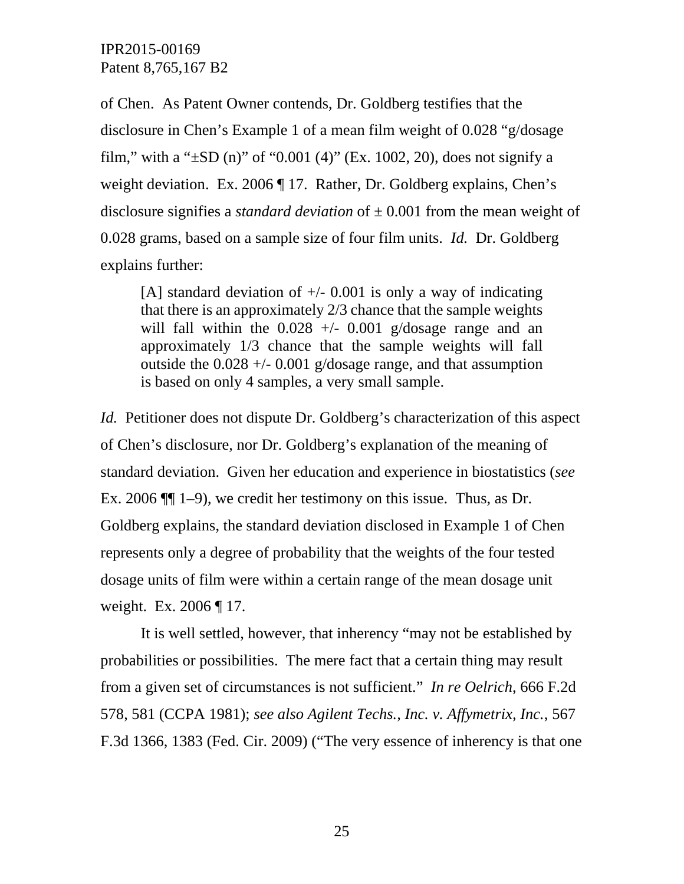of Chen. As Patent Owner contends, Dr. Goldberg testifies that the disclosure in Chen's Example 1 of a mean film weight of 0.028 "g/dosage film," with a "±SD (n)" of "0.001 (4)" (Ex. 1002, 20), does not signify a weight deviation. Ex. 2006 ¶ 17. Rather, Dr. Goldberg explains, Chen's disclosure signifies a *standard deviation* of ± 0.001 from the mean weight of 0.028 grams, based on a sample size of four film units. *Id.* Dr. Goldberg explains further:

> [A] standard deviation of +/- 0.001 is only a way of indicating that there is an approximately 2/3 chance that the sample weights will fall within the 0.028 +/- 0.001 g/dosage range and an approximately 1/3 chance that the sample weights will fall outside the 0.028 +/- 0.001 g/dosage range, and that assumption is based on only 4 samples, a very small sample.

*Id.* Petitioner does not dispute Dr. Goldberg's characterization of this aspect of Chen's disclosure, nor Dr. Goldberg's explanation of the meaning of standard deviation. Given her education and experience in biostatistics (*see* Ex. 2006 ¶¶ 1–9), we credit her testimony on this issue. Thus, as Dr. Goldberg explains, the standard deviation disclosed in Example 1 of Chen represents only a degree of probability that the weights of the four tested dosage units of film were within a certain range of the mean dosage unit weight. Ex. 2006 ¶ 17.

It is well settled, however, that inherency "may not be established by probabilities or possibilities. The mere fact that a certain thing may result from a given set of circumstances is not sufficient." *In re Oelrich*, 666 F.2d 578, 581 (CCPA 1981); *see also Agilent Techs., Inc. v. Affymetrix, Inc.*, 567 F.3d 1366, 1383 (Fed. Cir. 2009) ("The very essence of inherency is that one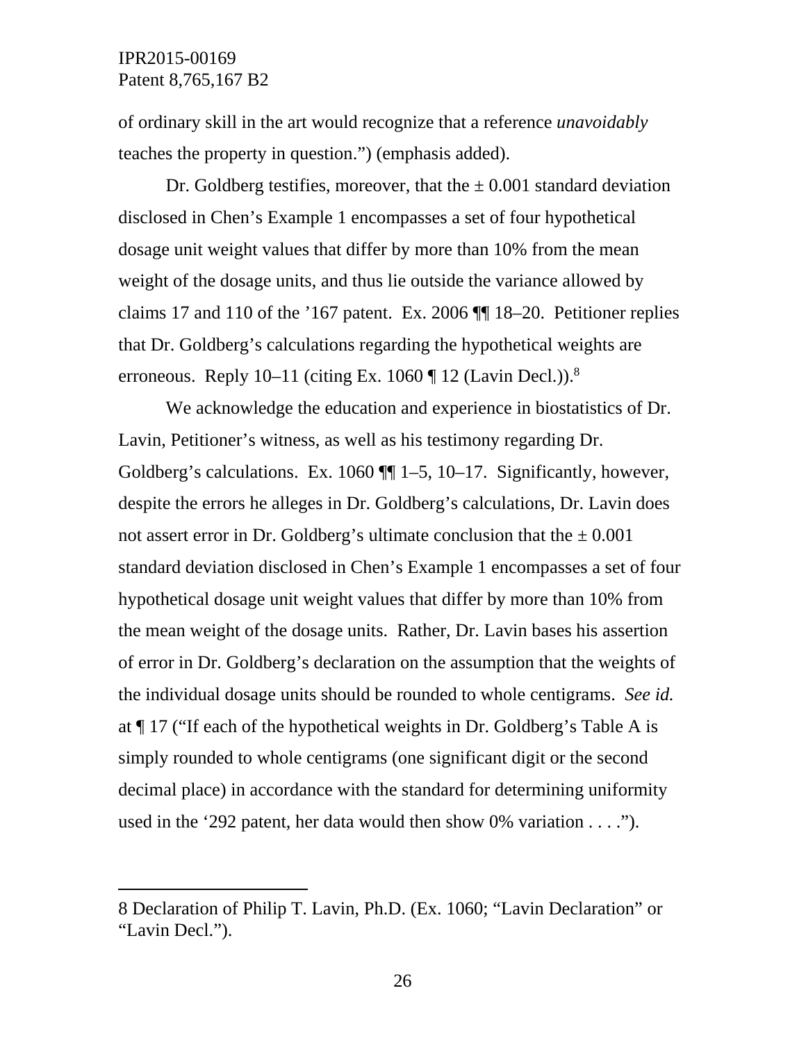of ordinary skill in the art would recognize that a reference *unavoidably* teaches the property in question.") (emphasis added).

Dr. Goldberg testifies, moreover, that the ± 0.001 standard deviation disclosed in Chen's Example 1 encompasses a set of four hypothetical dosage unit weight values that differ by more than 10% from the mean weight of the dosage units, and thus lie outside the variance allowed by claims 17 and 110 of the '167 patent. Ex. 2006 ¶¶ 18–20. Petitioner replies that Dr. Goldberg's calculations regarding the hypothetical weights are erroneous. Reply 10–11 (citing Ex. 1060 ¶ 12 (Lavin Decl.)).[8]

We acknowledge the education and experience in biostatistics of Dr. Lavin, Petitioner's witness, as well as his testimony regarding Dr. Goldberg's calculations. Ex. 1060 ¶¶ 1–5, 10–17. Significantly, however, despite the errors he alleges in Dr. Goldberg's calculations, Dr. Lavin does not assert error in Dr. Goldberg's ultimate conclusion that the ± 0.001 standard deviation disclosed in Chen's Example 1 encompasses a set of four hypothetical dosage unit weight values that differ by more than 10% from the mean weight of the dosage units. Rather, Dr. Lavin bases his assertion of error in Dr. Goldberg's declaration on the assumption that the weights of the individual dosage units should be rounded to whole centigrams. *See id.* at ¶ 17 ("If each of the hypothetical weights in Dr. Goldberg's Table A is simply rounded to whole centigrams (one significant digit or the second decimal place) in accordance with the standard for determining uniformity used in the '292 patent, her data would then show 0% variation . . . .").

---

8 Declaration of Philip T. Lavin, Ph.D. (Ex. 1060; "Lavin Declaration" or "Lavin Decl.").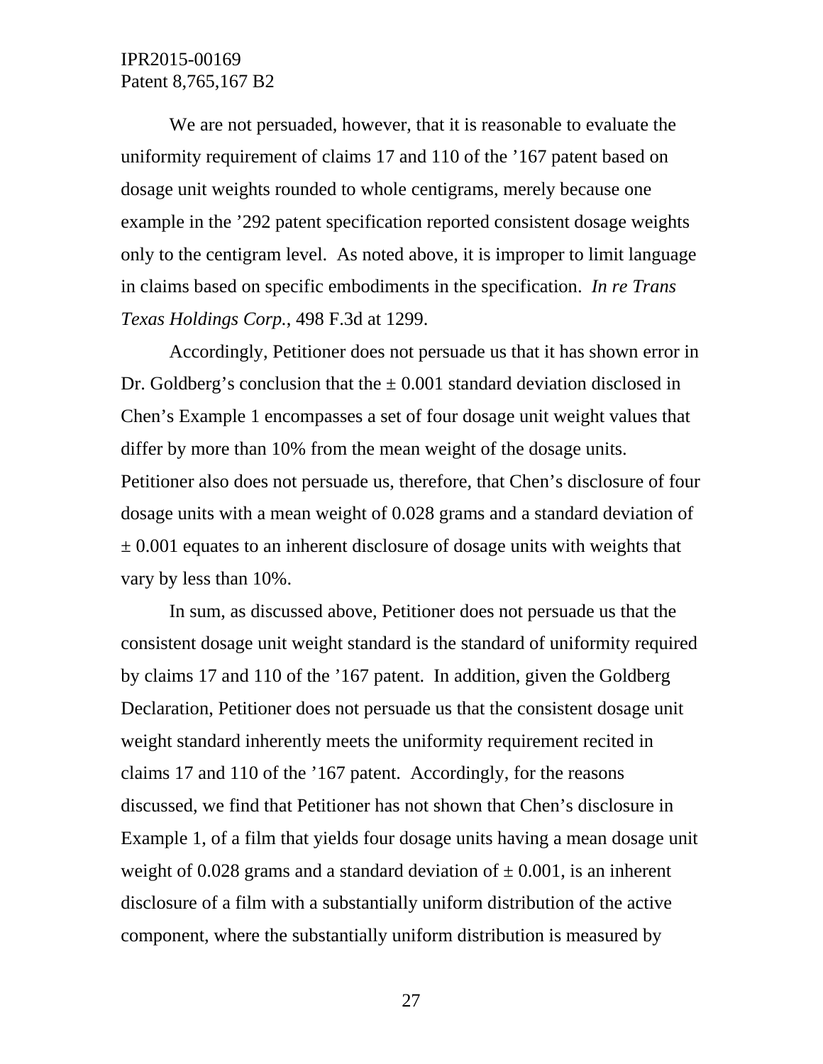We are not persuaded, however, that it is reasonable to evaluate the uniformity requirement of claims 17 and 110 of the ’167 patent based on dosage unit weights rounded to whole centigrams, merely because one example in the ’292 patent specification reported consistent dosage weights only to the centigram level. As noted above, it is improper to limit language in claims based on specific embodiments in the specification. *In re Trans Texas Holdings Corp.*, 498 F.3d at 1299.

Accordingly, Petitioner does not persuade us that it has shown error in Dr. Goldberg’s conclusion that the ± 0.001 standard deviation disclosed in Chen’s Example 1 encompasses a set of four dosage unit weight values that differ by more than 10% from the mean weight of the dosage units. Petitioner also does not persuade us, therefore, that Chen’s disclosure of four dosage units with a mean weight of 0.028 grams and a standard deviation of ± 0.001 equates to an inherent disclosure of dosage units with weights that vary by less than 10%.

In sum, as discussed above, Petitioner does not persuade us that the consistent dosage unit weight standard is the standard of uniformity required by claims 17 and 110 of the ’167 patent. In addition, given the Goldberg Declaration, Petitioner does not persuade us that the consistent dosage unit weight standard inherently meets the uniformity requirement recited in claims 17 and 110 of the ’167 patent. Accordingly, for the reasons discussed, we find that Petitioner has not shown that Chen’s disclosure in Example 1, of a film that yields four dosage units having a mean dosage unit weight of 0.028 grams and a standard deviation of ± 0.001, is an inherent disclosure of a film with a substantially uniform distribution of the active component, where the substantially uniform distribution is measured by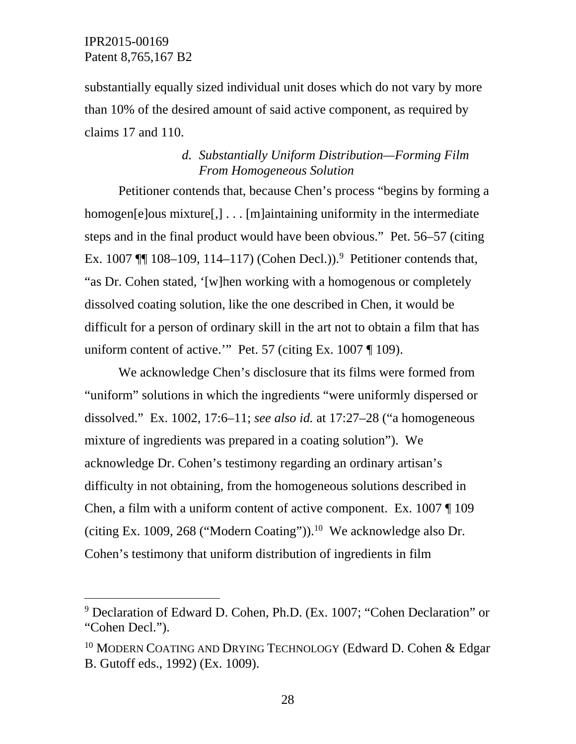substantially equally sized individual unit doses which do not vary by more than 10% of the desired amount of said active component, as required by claims 17 and 110.

#### *d. Substantially Uniform Distribution—Forming Film From Homogeneous Solution*

Petitioner contends that, because Chen's process "begins by forming a homogen[e]ous mixture[,] . . . [m]aintaining uniformity in the intermediate steps and in the final product would have been obvious." Pet. 56–57 (citing Ex. 1007 ¶¶ 108–109, 114–117) (Cohen Decl.)).[9] Petitioner contends that, "as Dr. Cohen stated, '[w]hen working with a homogenous or completely dissolved coating solution, like the one described in Chen, it would be difficult for a person of ordinary skill in the art not to obtain a film that has uniform content of active.'" Pet. 57 (citing Ex. 1007 ¶ 109).

We acknowledge Chen's disclosure that its films were formed from "uniform" solutions in which the ingredients "were uniformly dispersed or dissolved." Ex. 1002, 17:6–11; *see also id.* at 17:27–28 ("a homogeneous mixture of ingredients was prepared in a coating solution"). We acknowledge Dr. Cohen's testimony regarding an ordinary artisan's difficulty in not obtaining, from the homogeneous solutions described in Chen, a film with a uniform content of active component. Ex. 1007 ¶ 109 (citing Ex. 1009, 268 ("Modern Coating")).[10] We acknowledge also Dr. Cohen's testimony that uniform distribution of ingredients in film

---

[9] Declaration of Edward D. Cohen, Ph.D. (Ex. 1007; "Cohen Declaration" or "Cohen Decl.").

[10] MODERN COATING AND DRYING TECHNOLOGY (Edward D. Cohen & Edgar B. Gutoff eds., 1992) (Ex. 1009).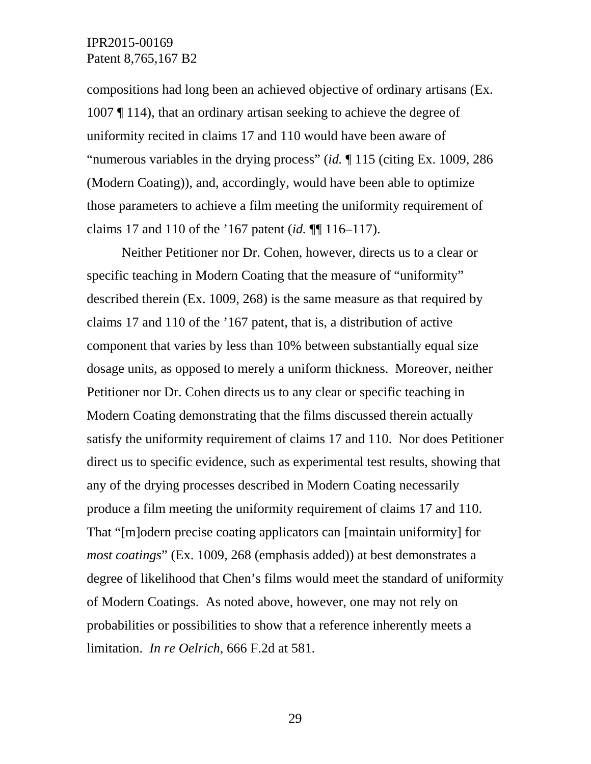compositions had long been an achieved objective of ordinary artisans (Ex. 1007 ¶ 114), that an ordinary artisan seeking to achieve the degree of uniformity recited in claims 17 and 110 would have been aware of "numerous variables in the drying process" (*id.* ¶ 115 (citing Ex. 1009, 286 (Modern Coating)), and, accordingly, would have been able to optimize those parameters to achieve a film meeting the uniformity requirement of claims 17 and 110 of the '167 patent (*id.* ¶¶ 116–117).

Neither Petitioner nor Dr. Cohen, however, directs us to a clear or specific teaching in Modern Coating that the measure of "uniformity" described therein (Ex. 1009, 268) is the same measure as that required by claims 17 and 110 of the '167 patent, that is, a distribution of active component that varies by less than 10% between substantially equal size dosage units, as opposed to merely a uniform thickness. Moreover, neither Petitioner nor Dr. Cohen directs us to any clear or specific teaching in Modern Coating demonstrating that the films discussed therein actually satisfy the uniformity requirement of claims 17 and 110. Nor does Petitioner direct us to specific evidence, such as experimental test results, showing that any of the drying processes described in Modern Coating necessarily produce a film meeting the uniformity requirement of claims 17 and 110. That "[m]odern precise coating applicators can [maintain uniformity] for *most coatings*" (Ex. 1009, 268 (emphasis added)) at best demonstrates a degree of likelihood that Chen's films would meet the standard of uniformity of Modern Coatings. As noted above, however, one may not rely on probabilities or possibilities to show that a reference inherently meets a limitation. *In re Oelrich*, 666 F.2d at 581.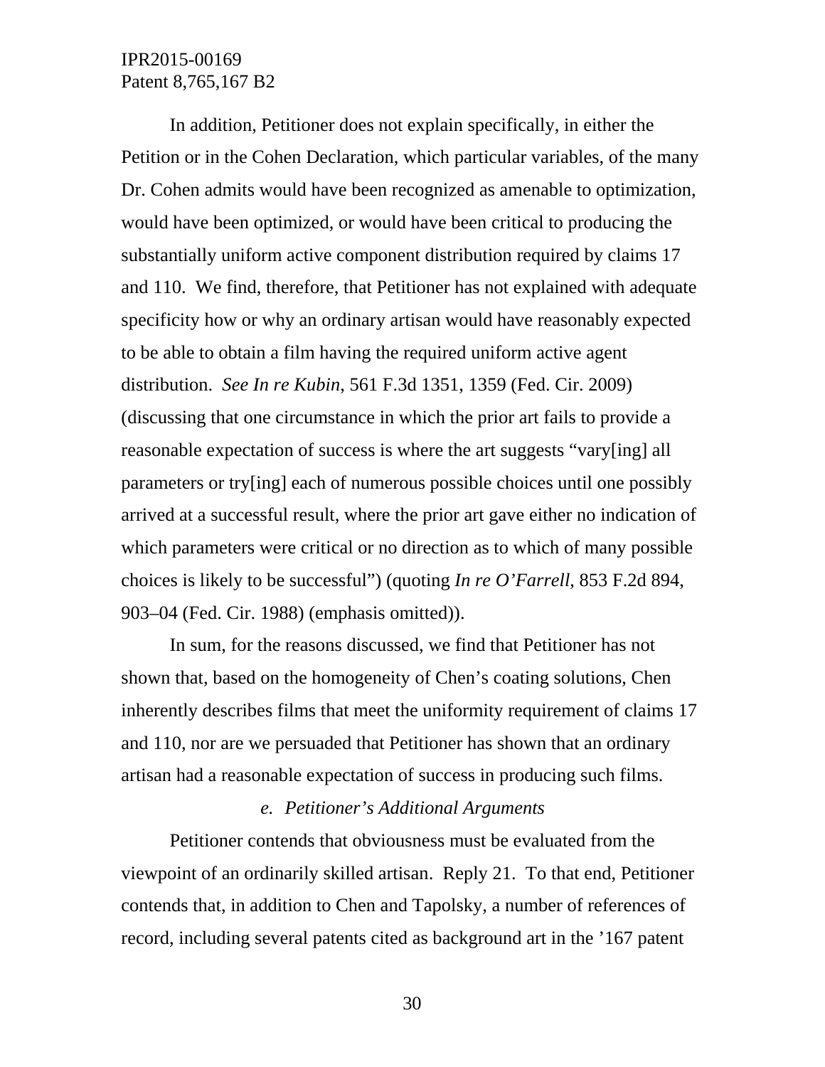In addition, Petitioner does not explain specifically, in either the Petition or in the Cohen Declaration, which particular variables, of the many Dr. Cohen admits would have been recognized as amenable to optimization, would have been optimized, or would have been critical to producing the substantially uniform active component distribution required by claims 17 and 110. We find, therefore, that Petitioner has not explained with adequate specificity how or why an ordinary artisan would have reasonably expected to be able to obtain a film having the required uniform active agent distribution. *See In re Kubin*, 561 F.3d 1351, 1359 (Fed. Cir. 2009) (discussing that one circumstance in which the prior art fails to provide a reasonable expectation of success is where the art suggests "vary[ing] all parameters or try[ing] each of numerous possible choices until one possibly arrived at a successful result, where the prior art gave either no indication of which parameters were critical or no direction as to which of many possible choices is likely to be successful") (quoting *In re O'Farrell*, 853 F.2d 894, 903–04 (Fed. Cir. 1988) (emphasis omitted)).

In sum, for the reasons discussed, we find that Petitioner has not shown that, based on the homogeneity of Chen's coating solutions, Chen inherently describes films that meet the uniformity requirement of claims 17 and 110, nor are we persuaded that Petitioner has shown that an ordinary artisan had a reasonable expectation of success in producing such films.

*e. Petitioner's Additional Arguments*

Petitioner contends that obviousness must be evaluated from the viewpoint of an ordinarily skilled artisan. Reply 21. To that end, Petitioner contends that, in addition to Chen and Tapolsky, a number of references of record, including several patents cited as background art in the '167 patent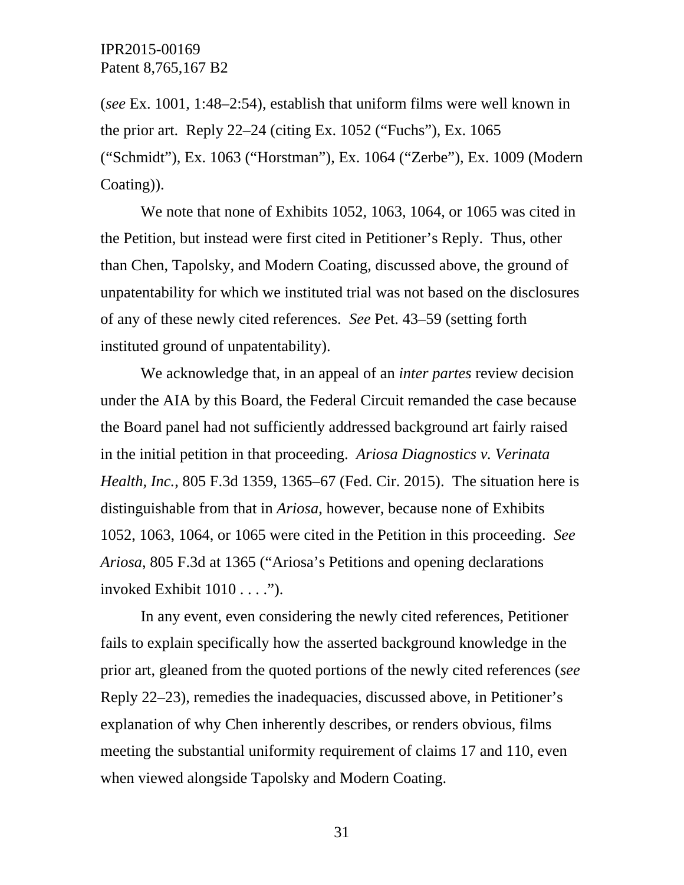(*see* Ex. 1001, 1:48–2:54), establish that uniform films were well known in the prior art. Reply 22–24 (citing Ex. 1052 ("Fuchs"), Ex. 1065 ("Schmidt"), Ex. 1063 ("Horstman"), Ex. 1064 ("Zerbe"), Ex. 1009 (Modern Coating)).

We note that none of Exhibits 1052, 1063, 1064, or 1065 was cited in the Petition, but instead were first cited in Petitioner's Reply. Thus, other than Chen, Tapolsky, and Modern Coating, discussed above, the ground of unpatentability for which we instituted trial was not based on the disclosures of any of these newly cited references. *See* Pet. 43–59 (setting forth instituted ground of unpatentability).

We acknowledge that, in an appeal of an *inter partes* review decision under the AIA by this Board, the Federal Circuit remanded the case because the Board panel had not sufficiently addressed background art fairly raised in the initial petition in that proceeding. *Ariosa Diagnostics v. Verinata Health, Inc.*, 805 F.3d 1359, 1365–67 (Fed. Cir. 2015). The situation here is distinguishable from that in *Ariosa*, however, because none of Exhibits 1052, 1063, 1064, or 1065 were cited in the Petition in this proceeding. *See Ariosa*, 805 F.3d at 1365 ("Ariosa's Petitions and opening declarations invoked Exhibit 1010 . . . .").

In any event, even considering the newly cited references, Petitioner fails to explain specifically how the asserted background knowledge in the prior art, gleaned from the quoted portions of the newly cited references (*see* Reply 22–23), remedies the inadequacies, discussed above, in Petitioner's explanation of why Chen inherently describes, or renders obvious, films meeting the substantial uniformity requirement of claims 17 and 110, even when viewed alongside Tapolsky and Modern Coating.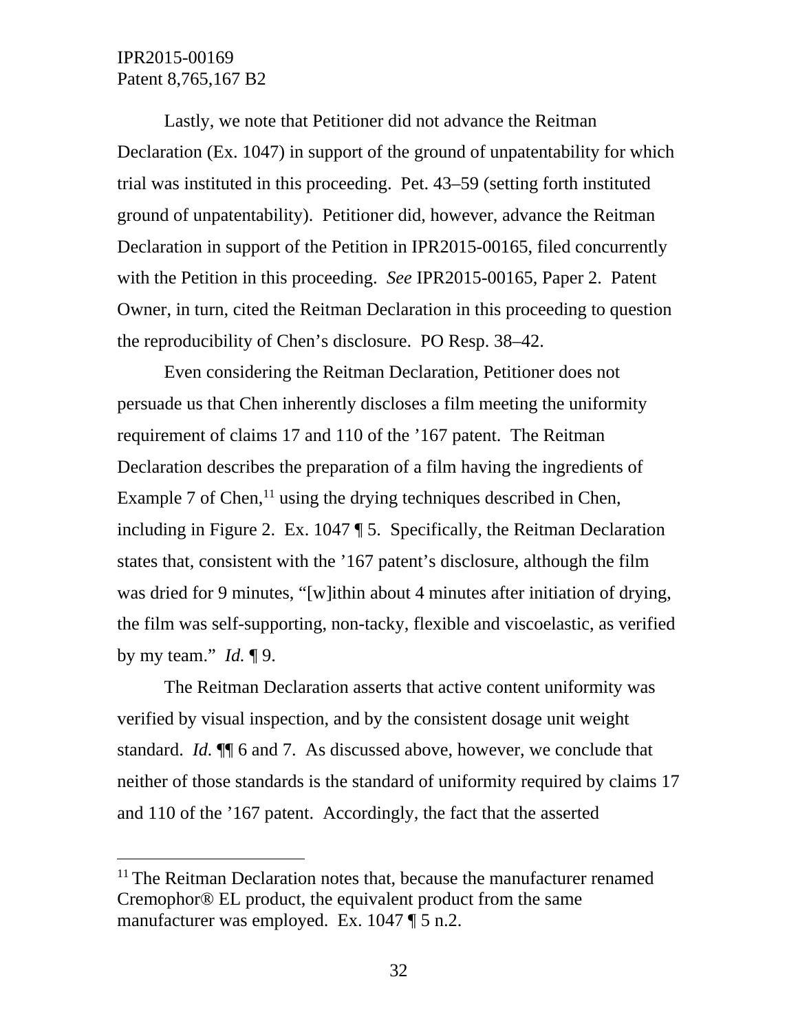Lastly, we note that Petitioner did not advance the Reitman Declaration (Ex. 1047) in support of the ground of unpatentability for which trial was instituted in this proceeding. Pet. 43–59 (setting forth instituted ground of unpatentability). Petitioner did, however, advance the Reitman Declaration in support of the Petition in IPR2015-00165, filed concurrently with the Petition in this proceeding. *See* IPR2015-00165, Paper 2. Patent Owner, in turn, cited the Reitman Declaration in this proceeding to question the reproducibility of Chen's disclosure. PO Resp. 38–42.

Even considering the Reitman Declaration, Petitioner does not persuade us that Chen inherently discloses a film meeting the uniformity requirement of claims 17 and 110 of the '167 patent. The Reitman Declaration describes the preparation of a film having the ingredients of Example 7 of Chen,[11] using the drying techniques described in Chen, including in Figure 2. Ex. 1047 ¶ 5. Specifically, the Reitman Declaration states that, consistent with the '167 patent's disclosure, although the film was dried for 9 minutes, "[w]ithin about 4 minutes after initiation of drying, the film was self-supporting, non-tacky, flexible and viscoelastic, as verified by my team." *Id.* ¶ 9.

The Reitman Declaration asserts that active content uniformity was verified by visual inspection, and by the consistent dosage unit weight standard. *Id.* ¶¶ 6 and 7. As discussed above, however, we conclude that neither of those standards is the standard of uniformity required by claims 17 and 110 of the '167 patent. Accordingly, the fact that the asserted

[11] The Reitman Declaration notes that, because the manufacturer renamed Cremophor® EL product, the equivalent product from the same manufacturer was employed. Ex. 1047 ¶ 5 n.2.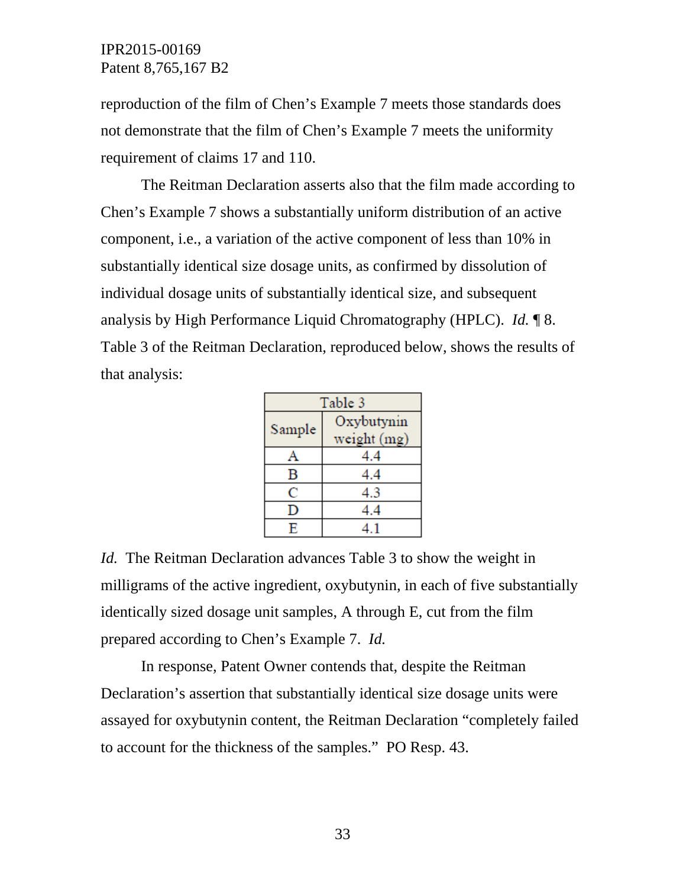reproduction of the film of Chen's Example 7 meets those standards does not demonstrate that the film of Chen's Example 7 meets the uniformity requirement of claims 17 and 110.

The Reitman Declaration asserts also that the film made according to Chen's Example 7 shows a substantially uniform distribution of an active component, i.e., a variation of the active component of less than 10% in substantially identical size dosage units, as confirmed by dissolution of individual dosage units of substantially identical size, and subsequent analysis by High Performance Liquid Chromatography (HPLC). *Id.* ¶ 8. Table 3 of the Reitman Declaration, reproduced below, shows the results of that analysis:

| Table 3 | |
|---|---|
| Sample | Oxybutynin weight (mg) |
| A | 4.4 |
| B | 4.4 |
| C | 4.3 |
| D | 4.4 |
| E | 4.1 |

*Id.* The Reitman Declaration advances Table 3 to show the weight in milligrams of the active ingredient, oxybutynin, in each of five substantially identically sized dosage unit samples, A through E, cut from the film prepared according to Chen's Example 7. *Id.*

In response, Patent Owner contends that, despite the Reitman Declaration's assertion that substantially identical size dosage units were assayed for oxybutynin content, the Reitman Declaration "completely failed to account for the thickness of the samples." PO Resp. 43.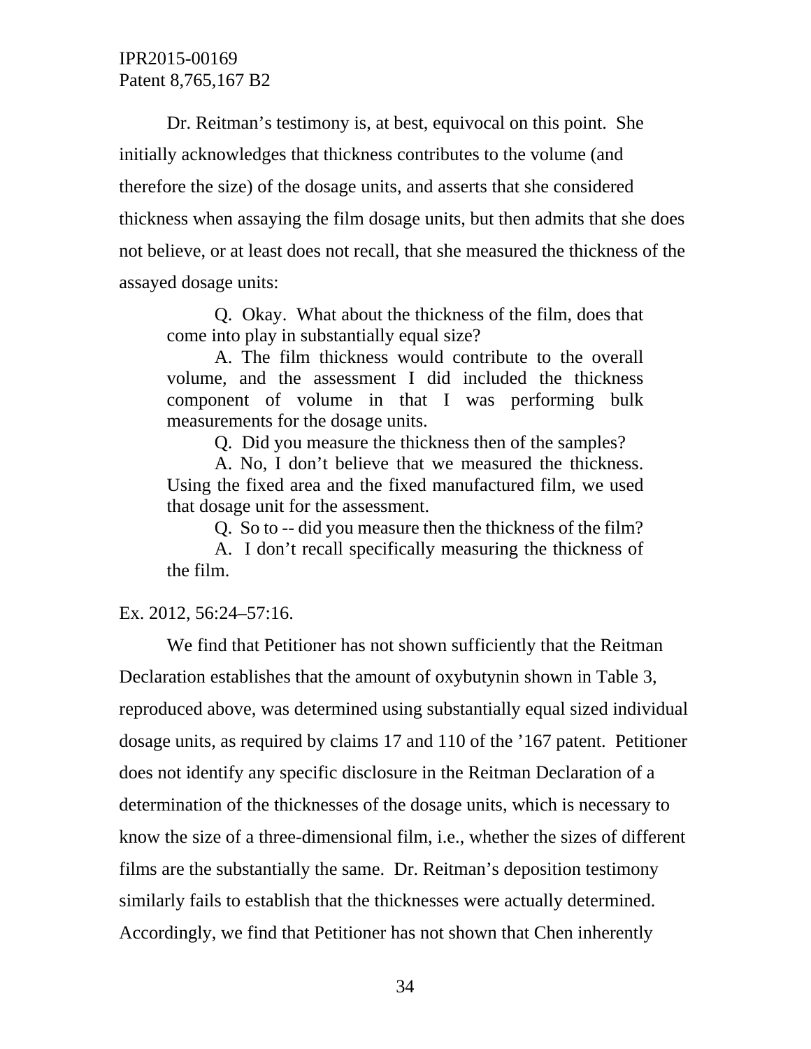Dr. Reitman's testimony is, at best, equivocal on this point. She initially acknowledges that thickness contributes to the volume (and therefore the size) of the dosage units, and asserts that she considered thickness when assaying the film dosage units, but then admits that she does not believe, or at least does not recall, that she measured the thickness of the assayed dosage units:

> Q. Okay. What about the thickness of the film, does that come into play in substantially equal size?
>
> A. The film thickness would contribute to the overall volume, and the assessment I did included the thickness component of volume in that I was performing bulk measurements for the dosage units.
>
> Q. Did you measure the thickness then of the samples?
>
> A. No, I don't believe that we measured the thickness. Using the fixed area and the fixed manufactured film, we used that dosage unit for the assessment.
>
> Q. So to -- did you measure then the thickness of the film?
>
> A. I don't recall specifically measuring the thickness of the film.

Ex. 2012, 56:24–57:16.

We find that Petitioner has not shown sufficiently that the Reitman Declaration establishes that the amount of oxybutynin shown in Table 3, reproduced above, was determined using substantially equal sized individual dosage units, as required by claims 17 and 110 of the '167 patent. Petitioner does not identify any specific disclosure in the Reitman Declaration of a determination of the thicknesses of the dosage units, which is necessary to know the size of a three-dimensional film, i.e., whether the sizes of different films are the substantially the same. Dr. Reitman's deposition testimony similarly fails to establish that the thicknesses were actually determined. Accordingly, we find that Petitioner has not shown that Chen inherently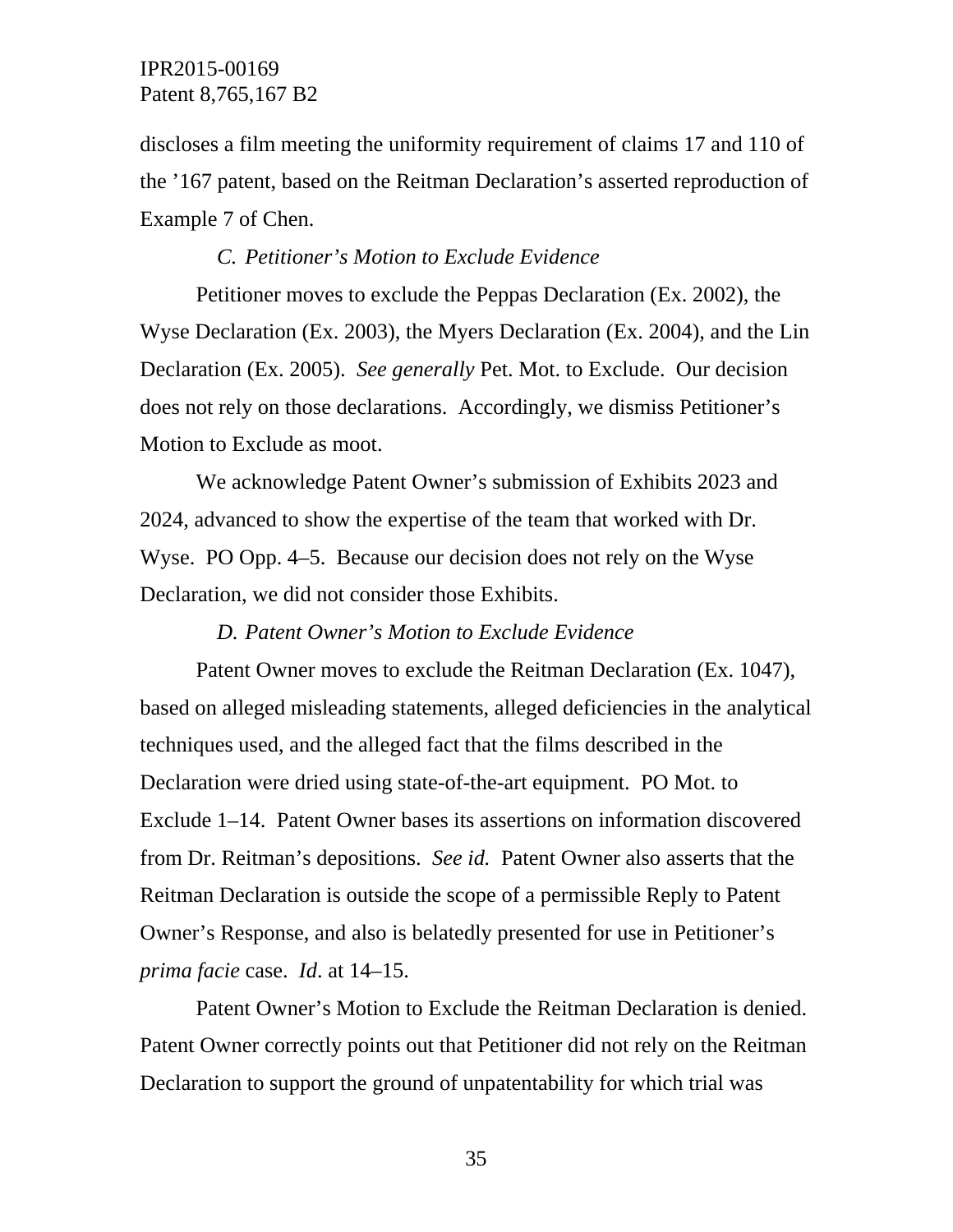discloses a film meeting the uniformity requirement of claims 17 and 110 of the ’167 patent, based on the Reitman Declaration’s asserted reproduction of Example 7 of Chen.

### *C. Petitioner’s Motion to Exclude Evidence*

Petitioner moves to exclude the Peppas Declaration (Ex. 2002), the Wyse Declaration (Ex. 2003), the Myers Declaration (Ex. 2004), and the Lin Declaration (Ex. 2005). *See generally* Pet. Mot. to Exclude. Our decision does not rely on those declarations. Accordingly, we dismiss Petitioner’s Motion to Exclude as moot.

We acknowledge Patent Owner’s submission of Exhibits 2023 and 2024, advanced to show the expertise of the team that worked with Dr. Wyse. PO Opp. 4–5. Because our decision does not rely on the Wyse Declaration, we did not consider those Exhibits.

### *D. Patent Owner’s Motion to Exclude Evidence*

Patent Owner moves to exclude the Reitman Declaration (Ex. 1047), based on alleged misleading statements, alleged deficiencies in the analytical techniques used, and the alleged fact that the films described in the Declaration were dried using state-of-the-art equipment. PO Mot. to Exclude 1–14. Patent Owner bases its assertions on information discovered from Dr. Reitman’s depositions. *See id.* Patent Owner also asserts that the Reitman Declaration is outside the scope of a permissible Reply to Patent Owner’s Response, and also is belatedly presented for use in Petitioner’s *prima facie* case. *Id*. at 14–15.

Patent Owner’s Motion to Exclude the Reitman Declaration is denied. Patent Owner correctly points out that Petitioner did not rely on the Reitman Declaration to support the ground of unpatentability for which trial was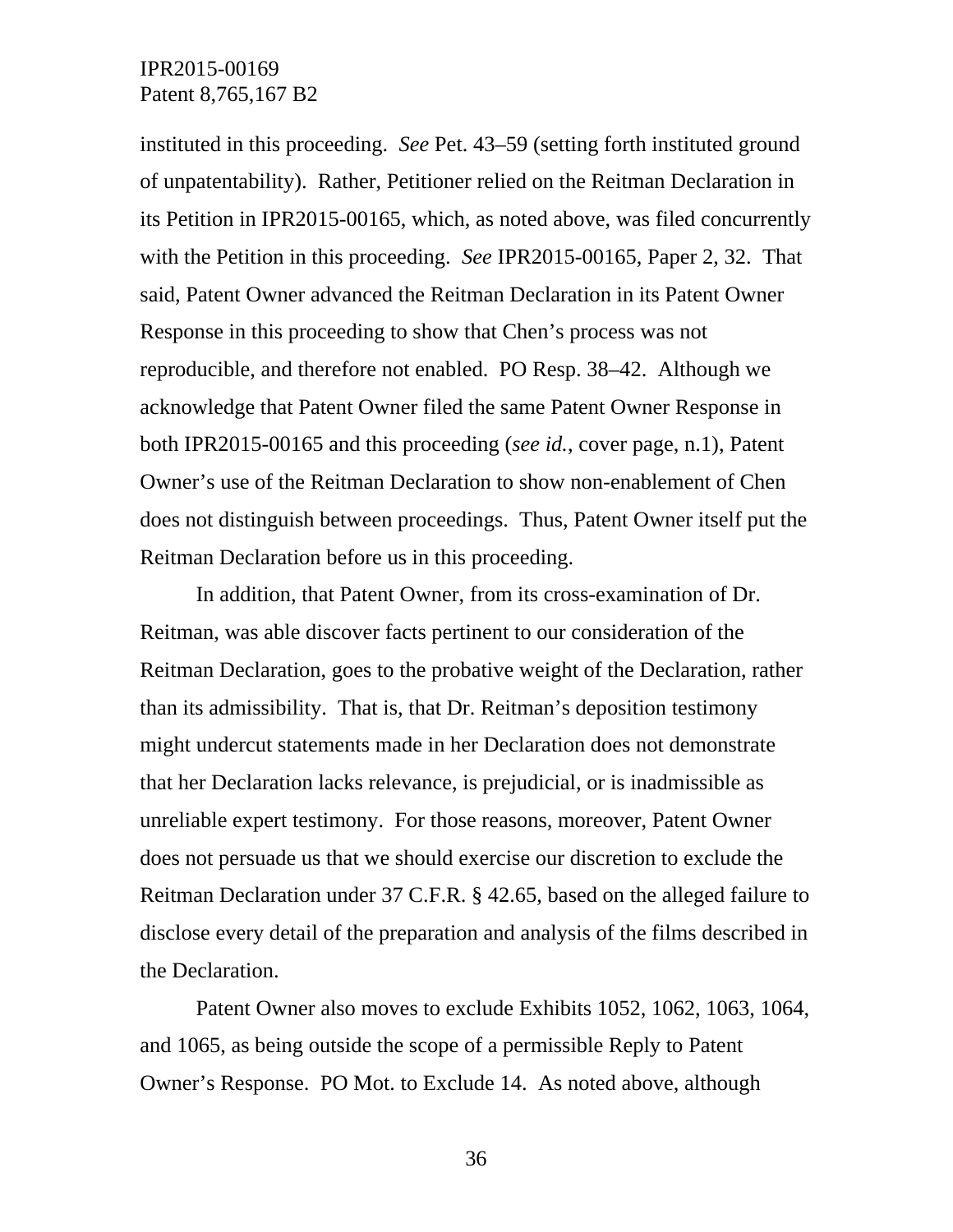instituted in this proceeding. *See* Pet. 43–59 (setting forth instituted ground of unpatentability). Rather, Petitioner relied on the Reitman Declaration in its Petition in IPR2015-00165, which, as noted above, was filed concurrently with the Petition in this proceeding. *See* IPR2015-00165, Paper 2, 32. That said, Patent Owner advanced the Reitman Declaration in its Patent Owner Response in this proceeding to show that Chen's process was not reproducible, and therefore not enabled. PO Resp. 38–42. Although we acknowledge that Patent Owner filed the same Patent Owner Response in both IPR2015-00165 and this proceeding (*see id.*, cover page, n.1), Patent Owner's use of the Reitman Declaration to show non-enablement of Chen does not distinguish between proceedings. Thus, Patent Owner itself put the Reitman Declaration before us in this proceeding.

In addition, that Patent Owner, from its cross-examination of Dr. Reitman, was able discover facts pertinent to our consideration of the Reitman Declaration, goes to the probative weight of the Declaration, rather than its admissibility. That is, that Dr. Reitman's deposition testimony might undercut statements made in her Declaration does not demonstrate that her Declaration lacks relevance, is prejudicial, or is inadmissible as unreliable expert testimony. For those reasons, moreover, Patent Owner does not persuade us that we should exercise our discretion to exclude the Reitman Declaration under 37 C.F.R. § 42.65, based on the alleged failure to disclose every detail of the preparation and analysis of the films described in the Declaration.

Patent Owner also moves to exclude Exhibits 1052, 1062, 1063, 1064, and 1065, as being outside the scope of a permissible Reply to Patent Owner's Response. PO Mot. to Exclude 14. As noted above, although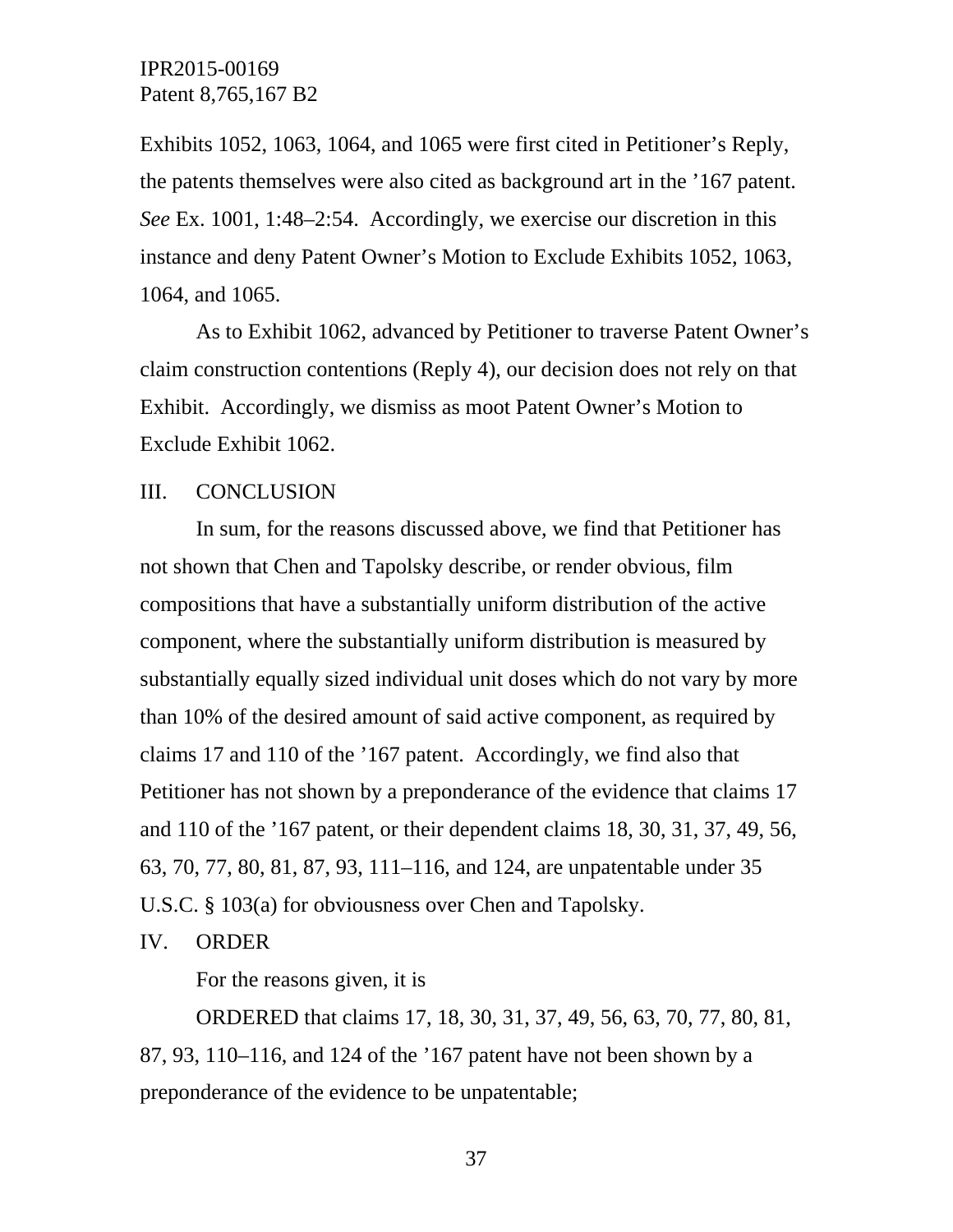Exhibits 1052, 1063, 1064, and 1065 were first cited in Petitioner's Reply, the patents themselves were also cited as background art in the '167 patent. *See* Ex. 1001, 1:48–2:54. Accordingly, we exercise our discretion in this instance and deny Patent Owner's Motion to Exclude Exhibits 1052, 1063, 1064, and 1065.

As to Exhibit 1062, advanced by Petitioner to traverse Patent Owner's claim construction contentions (Reply 4), our decision does not rely on that Exhibit. Accordingly, we dismiss as moot Patent Owner's Motion to Exclude Exhibit 1062.

## III. CONCLUSION

In sum, for the reasons discussed above, we find that Petitioner has not shown that Chen and Tapolsky describe, or render obvious, film compositions that have a substantially uniform distribution of the active component, where the substantially uniform distribution is measured by substantially equally sized individual unit doses which do not vary by more than 10% of the desired amount of said active component, as required by claims 17 and 110 of the '167 patent. Accordingly, we find also that Petitioner has not shown by a preponderance of the evidence that claims 17 and 110 of the '167 patent, or their dependent claims 18, 30, 31, 37, 49, 56, 63, 70, 77, 80, 81, 87, 93, 111–116, and 124, are unpatentable under 35 U.S.C. § 103(a) for obviousness over Chen and Tapolsky.

## IV. ORDER

For the reasons given, it is

ORDERED that claims 17, 18, 30, 31, 37, 49, 56, 63, 70, 77, 80, 81, 87, 93, 110–116, and 124 of the '167 patent have not been shown by a preponderance of the evidence to be unpatentable;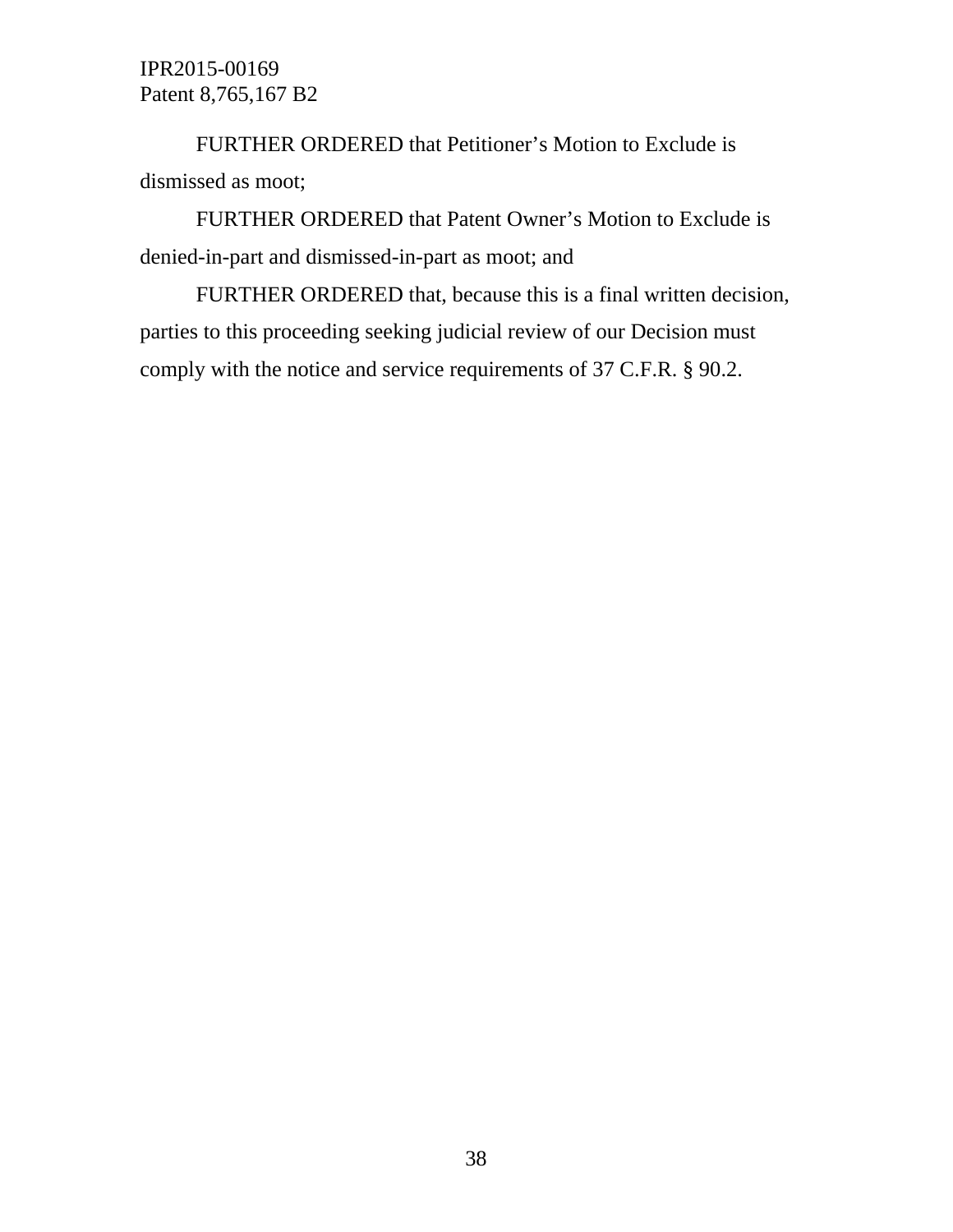FURTHER ORDERED that Petitioner's Motion to Exclude is dismissed as moot;

FURTHER ORDERED that Patent Owner's Motion to Exclude is denied-in-part and dismissed-in-part as moot; and

FURTHER ORDERED that, because this is a final written decision, parties to this proceeding seeking judicial review of our Decision must comply with the notice and service requirements of 37 C.F.R. § 90.2.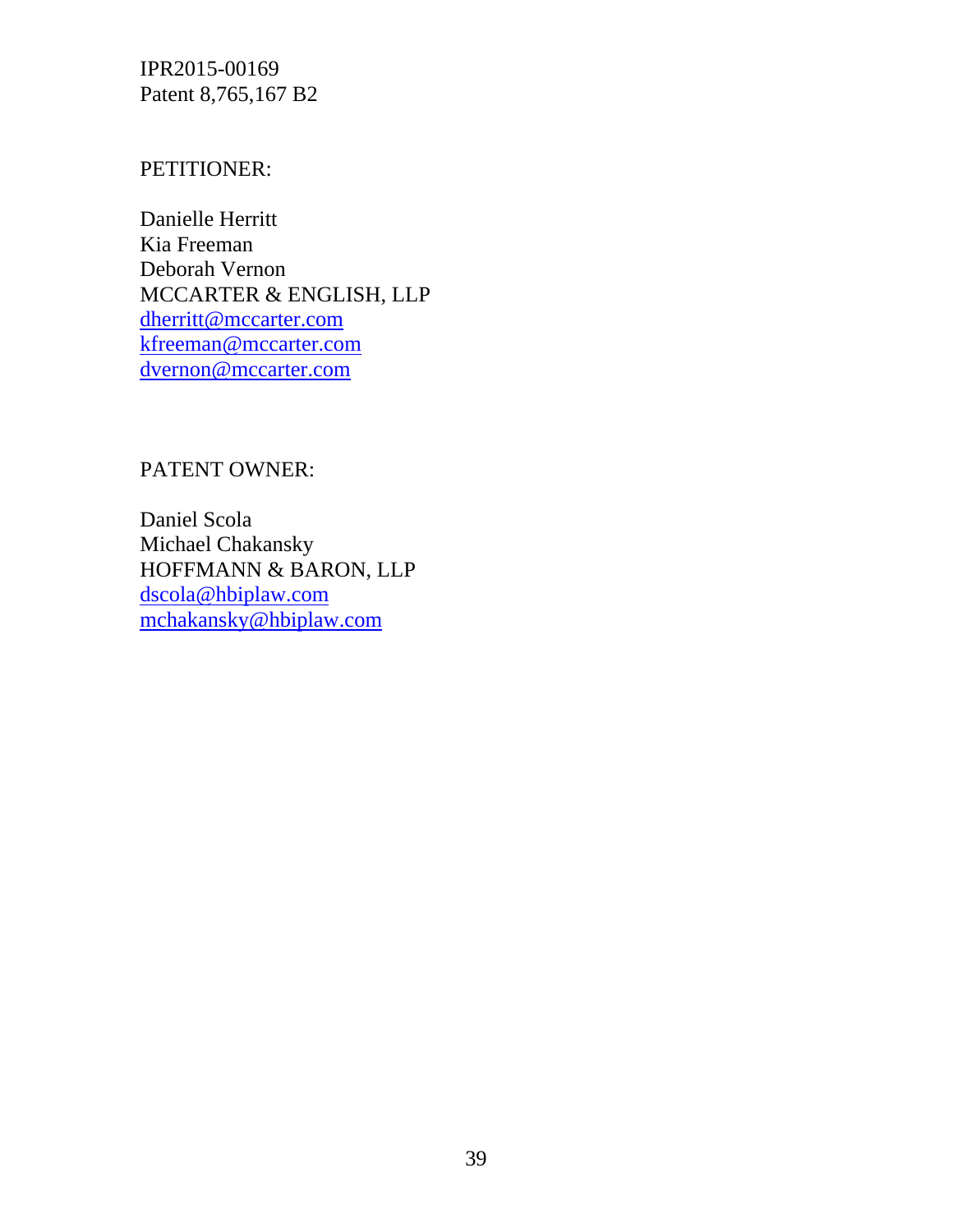IPR2015-00169
Patent 8,765,167 B2

PETITIONER:

Danielle Herritt
Kia Freeman
Deborah Vernon
MCCARTER & ENGLISH, LLP
dherritt@mccarter.com
kfreeman@mccarter.com
dvernon@mccarter.com

PATENT OWNER:

Daniel Scola
Michael Chakansky
HOFFMANN & BARON, LLP
dscola@hbiplaw.com
mchakansky@hbiplaw.com